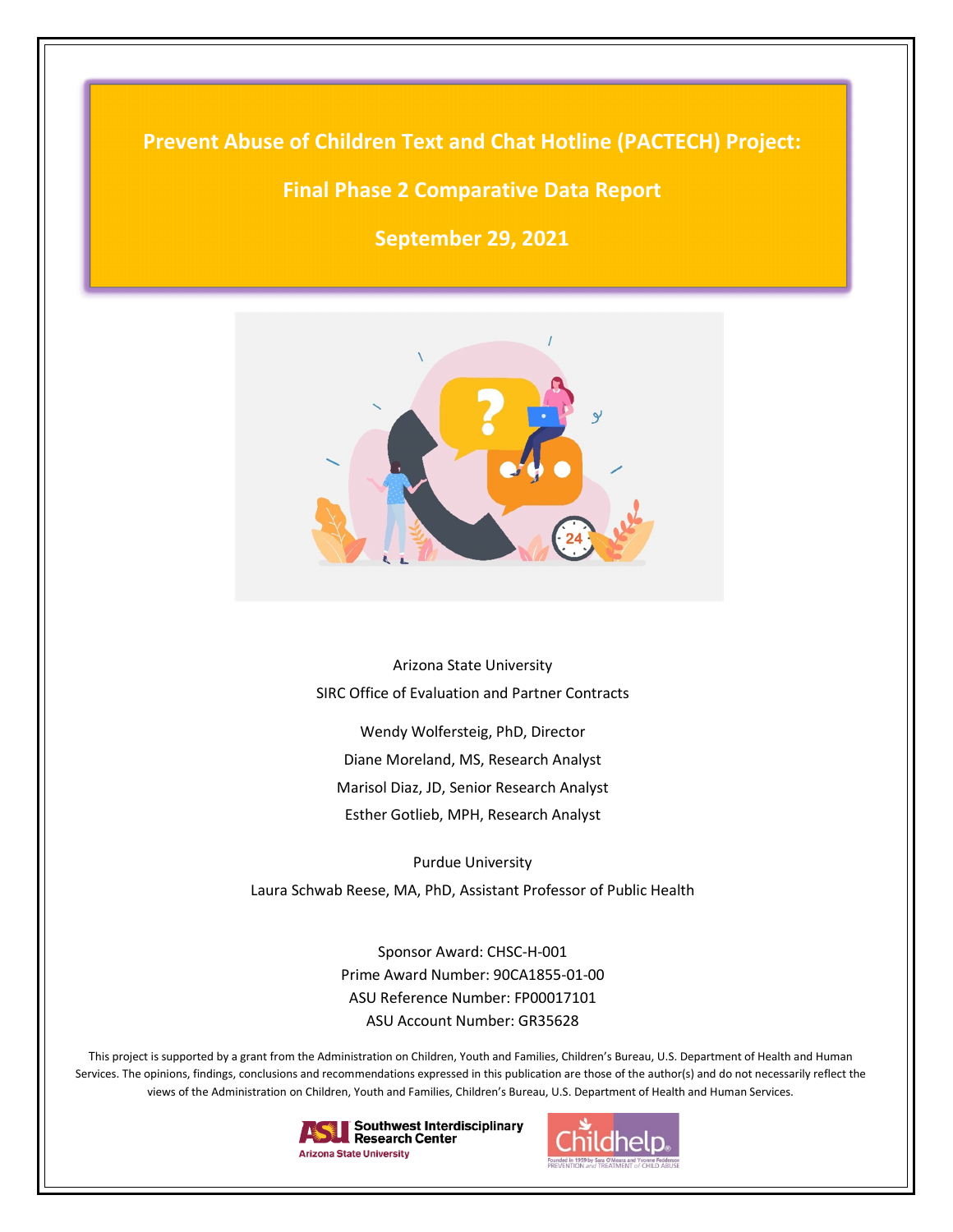# Prevent Abuse of Children Text and Chat Hotline (PACTECH) Project:

## Final Phase 2 Comparative Data Report

## September 29, 2021

Arizona State University

SIRC Office of Evaluation and Partner Contracts

Wendy Wolfersteig, PhD, Director

Diane Moreland, MS, Research Analyst

Marisol Diaz, JD, Senior Research Analyst

Esther Gotlieb, MPH, Research Analyst

Purdue University

Laura Schwab Reese, MA, PhD, Assistant Professor of Public Health

Sponsor Award: CHSC-H-001

Prime Award Number: 90CA1855-01-00

ASU Reference Number: FP00017101

ASU Account Number: GR35628

This project is supported by a grant from the Administration on Children, Youth and Families, Children's Bureau, U.S. Department of Health and Human Services. The opinions, findings, conclusions and recommendations expressed in this publication are those of the author(s) and do not necessarily reflect the views of the Administration on Children, Youth and Families, Children's Bureau, U.S. Department of Health and Human Services.

ASU Southwest Interdisciplinary Research Center, Arizona State University

Childhelp® Founded in 1959 by Sara O'Meara and Yvonne Fedderson, PREVENTION and TREATMENT of CHILD ABUSE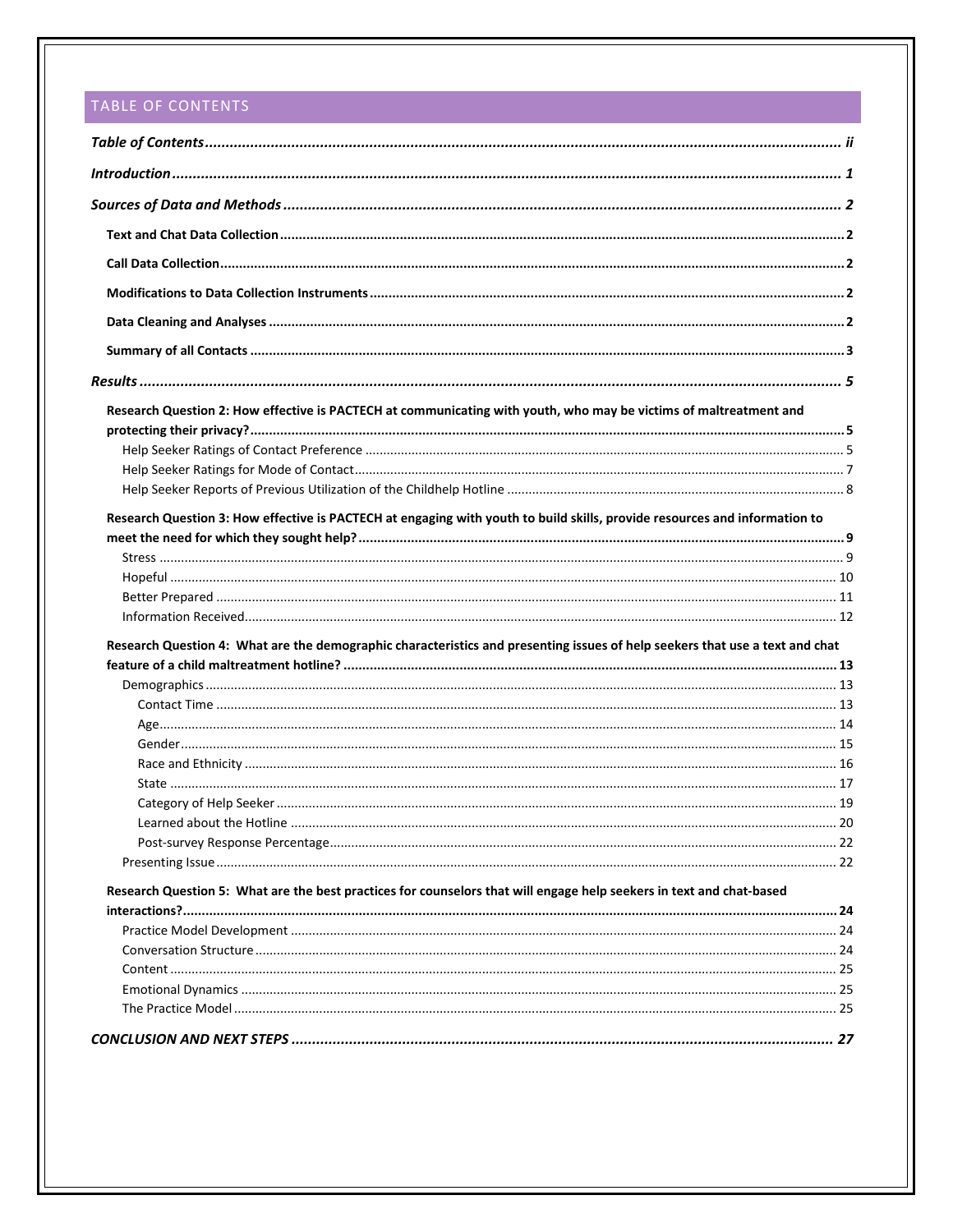# TABLE OF CONTENTS

*Table of Contents* ... *ii*

*Introduction* ... *1*

*Sources of Data and Methods* ... *2*

- **Text and Chat Data Collection** ... **2**
- **Call Data Collection** ... **2**
- **Modifications to Data Collection Instruments** ... **2**
- **Data Cleaning and Analyses** ... **2**
- **Summary of all Contacts** ... **3**

*Results* ... *5*

- **Research Question 2: How effective is PACTECH at communicating with youth, who may be victims of maltreatment and protecting their privacy?** ... **5**
  - Help Seeker Ratings of Contact Preference ... 5
  - Help Seeker Ratings for Mode of Contact ... 7
  - Help Seeker Reports of Previous Utilization of the Childhelp Hotline ... 8
- **Research Question 3: How effective is PACTECH at engaging with youth to build skills, provide resources and information to meet the need for which they sought help?** ... **9**
  - Stress ... 9
  - Hopeful ... 10
  - Better Prepared ... 11
  - Information Received ... 12
- **Research Question 4: What are the demographic characteristics and presenting issues of help seekers that use a text and chat feature of a child maltreatment hotline?** ... **13**
  - Demographics ... 13
    - Contact Time ... 13
    - Age ... 14
    - Gender ... 15
    - Race and Ethnicity ... 16
    - State ... 17
    - Category of Help Seeker ... 19
    - Learned about the Hotline ... 20
    - Post-survey Response Percentage ... 22
  - Presenting Issue ... 22
- **Research Question 5: What are the best practices for counselors that will engage help seekers in text and chat-based interactions?** ... **24**
  - Practice Model Development ... 24
  - Conversation Structure ... 24
  - Content ... 25
  - Emotional Dynamics ... 25
  - The Practice Model ... 25

***CONCLUSION AND NEXT STEPS*** ... ***27***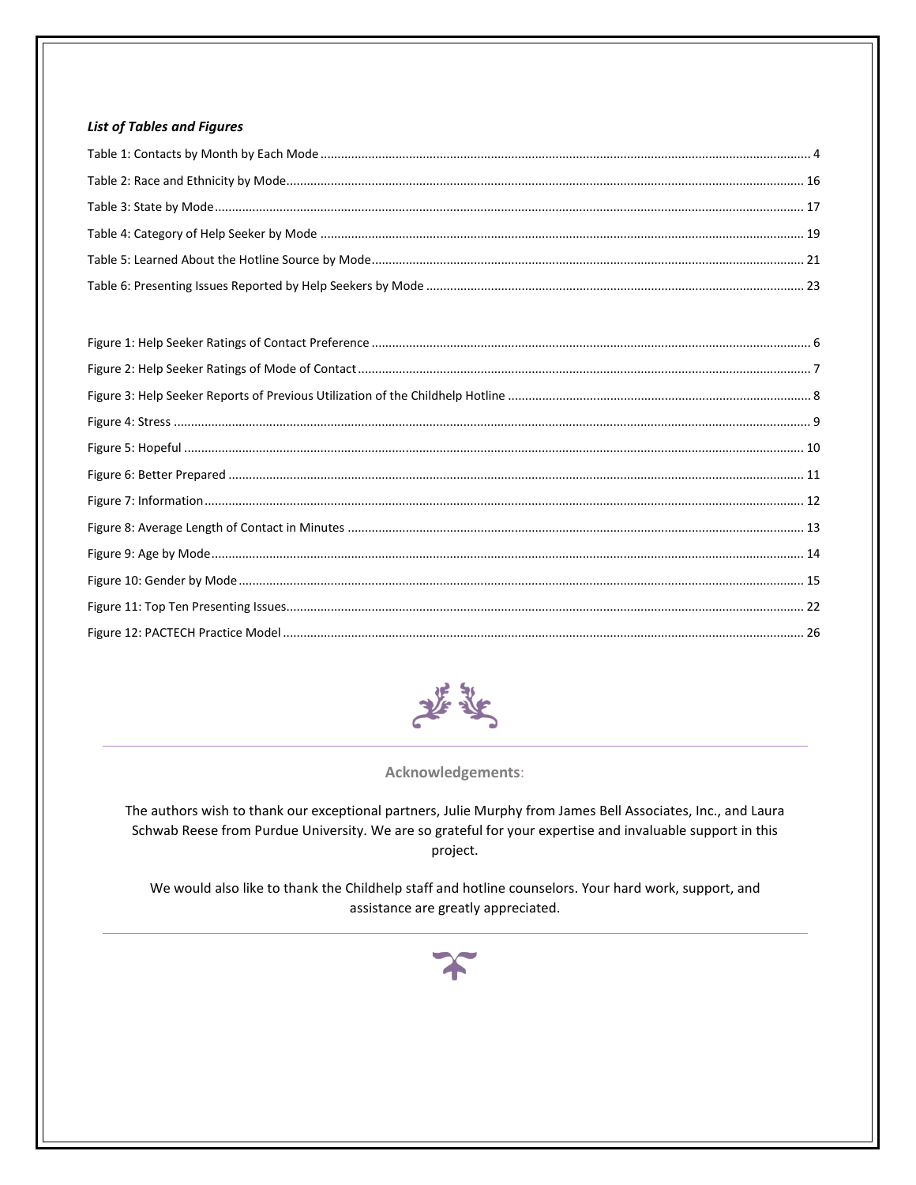***List of Tables and Figures***

Table 1: Contacts by Month by Each Mode ..... 4
Table 2: Race and Ethnicity by Mode ..... 16
Table 3: State by Mode ..... 17
Table 4: Category of Help Seeker by Mode ..... 19
Table 5: Learned About the Hotline Source by Mode ..... 21
Table 6: Presenting Issues Reported by Help Seekers by Mode ..... 23

Figure 1: Help Seeker Ratings of Contact Preference ..... 6
Figure 2: Help Seeker Ratings of Mode of Contact ..... 7
Figure 3: Help Seeker Reports of Previous Utilization of the Childhelp Hotline ..... 8
Figure 4: Stress ..... 9
Figure 5: Hopeful ..... 10
Figure 6: Better Prepared ..... 11
Figure 7: Information ..... 12
Figure 8: Average Length of Contact in Minutes ..... 13
Figure 9: Age by Mode ..... 14
Figure 10: Gender by Mode ..... 15
Figure 11: Top Ten Presenting Issues ..... 22
Figure 12: PACTECH Practice Model ..... 26

## Acknowledgements:

The authors wish to thank our exceptional partners, Julie Murphy from James Bell Associates, Inc., and Laura Schwab Reese from Purdue University. We are so grateful for your expertise and invaluable support in this project.

We would also like to thank the Childhelp staff and hotline counselors. Your hard work, support, and assistance are greatly appreciated.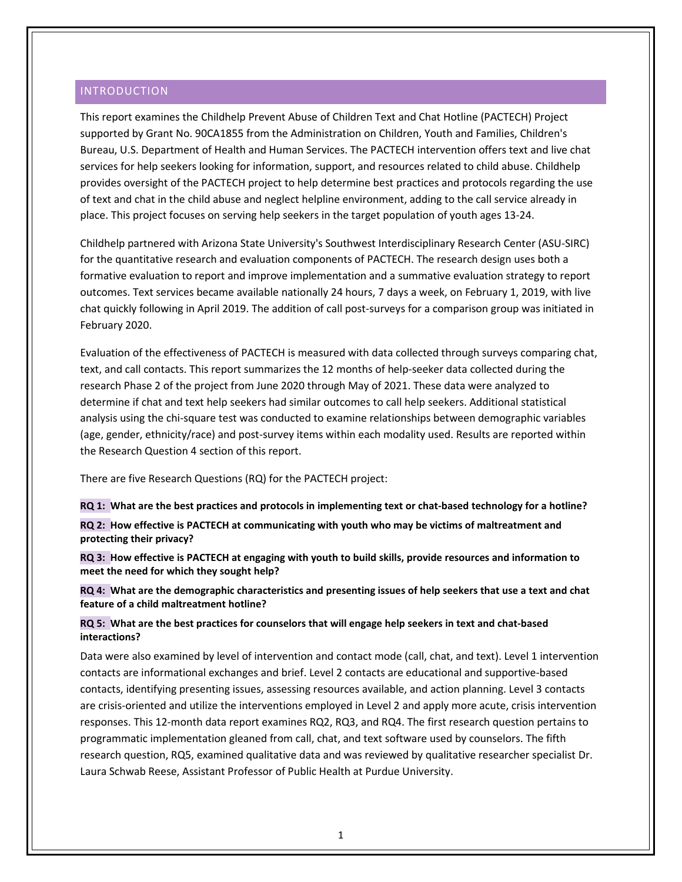## INTRODUCTION

This report examines the Childhelp Prevent Abuse of Children Text and Chat Hotline (PACTECH) Project supported by Grant No. 90CA1855 from the Administration on Children, Youth and Families, Children's Bureau, U.S. Department of Health and Human Services. The PACTECH intervention offers text and live chat services for help seekers looking for information, support, and resources related to child abuse. Childhelp provides oversight of the PACTECH project to help determine best practices and protocols regarding the use of text and chat in the child abuse and neglect helpline environment, adding to the call service already in place. This project focuses on serving help seekers in the target population of youth ages 13-24.

Childhelp partnered with Arizona State University's Southwest Interdisciplinary Research Center (ASU-SIRC) for the quantitative research and evaluation components of PACTECH. The research design uses both a formative evaluation to report and improve implementation and a summative evaluation strategy to report outcomes. Text services became available nationally 24 hours, 7 days a week, on February 1, 2019, with live chat quickly following in April 2019. The addition of call post-surveys for a comparison group was initiated in February 2020.

Evaluation of the effectiveness of PACTECH is measured with data collected through surveys comparing chat, text, and call contacts. This report summarizes the 12 months of help-seeker data collected during the research Phase 2 of the project from June 2020 through May of 2021. These data were analyzed to determine if chat and text help seekers had similar outcomes to call help seekers. Additional statistical analysis using the chi-square test was conducted to examine relationships between demographic variables (age, gender, ethnicity/race) and post-survey items within each modality used. Results are reported within the Research Question 4 section of this report.

There are five Research Questions (RQ) for the PACTECH project:

**RQ 1: What are the best practices and protocols in implementing text or chat-based technology for a hotline?**

**RQ 2: How effective is PACTECH at communicating with youth who may be victims of maltreatment and protecting their privacy?**

**RQ 3: How effective is PACTECH at engaging with youth to build skills, provide resources and information to meet the need for which they sought help?**

**RQ 4: What are the demographic characteristics and presenting issues of help seekers that use a text and chat feature of a child maltreatment hotline?**

**RQ 5: What are the best practices for counselors that will engage help seekers in text and chat-based interactions?**

Data were also examined by level of intervention and contact mode (call, chat, and text). Level 1 intervention contacts are informational exchanges and brief. Level 2 contacts are educational and supportive-based contacts, identifying presenting issues, assessing resources available, and action planning. Level 3 contacts are crisis-oriented and utilize the interventions employed in Level 2 and apply more acute, crisis intervention responses. This 12-month data report examines RQ2, RQ3, and RQ4. The first research question pertains to programmatic implementation gleaned from call, chat, and text software used by counselors. The fifth research question, RQ5, examined qualitative data and was reviewed by qualitative researcher specialist Dr. Laura Schwab Reese, Assistant Professor of Public Health at Purdue University.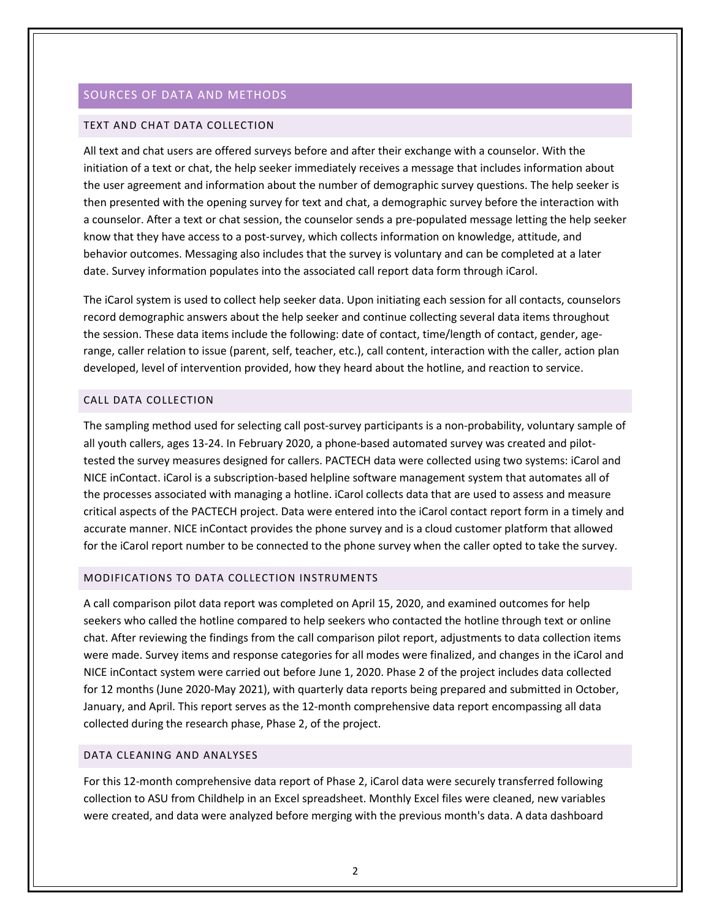## SOURCES OF DATA AND METHODS

### TEXT AND CHAT DATA COLLECTION

All text and chat users are offered surveys before and after their exchange with a counselor. With the initiation of a text or chat, the help seeker immediately receives a message that includes information about the user agreement and information about the number of demographic survey questions. The help seeker is then presented with the opening survey for text and chat, a demographic survey before the interaction with a counselor. After a text or chat session, the counselor sends a pre-populated message letting the help seeker know that they have access to a post-survey, which collects information on knowledge, attitude, and behavior outcomes. Messaging also includes that the survey is voluntary and can be completed at a later date. Survey information populates into the associated call report data form through iCarol.

The iCarol system is used to collect help seeker data. Upon initiating each session for all contacts, counselors record demographic answers about the help seeker and continue collecting several data items throughout the session. These data items include the following: date of contact, time/length of contact, gender, age-range, caller relation to issue (parent, self, teacher, etc.), call content, interaction with the caller, action plan developed, level of intervention provided, how they heard about the hotline, and reaction to service.

### CALL DATA COLLECTION

The sampling method used for selecting call post-survey participants is a non-probability, voluntary sample of all youth callers, ages 13-24. In February 2020, a phone-based automated survey was created and pilot-tested the survey measures designed for callers. PACTECH data were collected using two systems: iCarol and NICE inContact. iCarol is a subscription-based helpline software management system that automates all of the processes associated with managing a hotline. iCarol collects data that are used to assess and measure critical aspects of the PACTECH project. Data were entered into the iCarol contact report form in a timely and accurate manner. NICE inContact provides the phone survey and is a cloud customer platform that allowed for the iCarol report number to be connected to the phone survey when the caller opted to take the survey.

### MODIFICATIONS TO DATA COLLECTION INSTRUMENTS

A call comparison pilot data report was completed on April 15, 2020, and examined outcomes for help seekers who called the hotline compared to help seekers who contacted the hotline through text or online chat. After reviewing the findings from the call comparison pilot report, adjustments to data collection items were made. Survey items and response categories for all modes were finalized, and changes in the iCarol and NICE inContact system were carried out before June 1, 2020. Phase 2 of the project includes data collected for 12 months (June 2020-May 2021), with quarterly data reports being prepared and submitted in October, January, and April. This report serves as the 12-month comprehensive data report encompassing all data collected during the research phase, Phase 2, of the project.

### DATA CLEANING AND ANALYSES

For this 12-month comprehensive data report of Phase 2, iCarol data were securely transferred following collection to ASU from Childhelp in an Excel spreadsheet. Monthly Excel files were cleaned, new variables were created, and data were analyzed before merging with the previous month's data. A data dashboard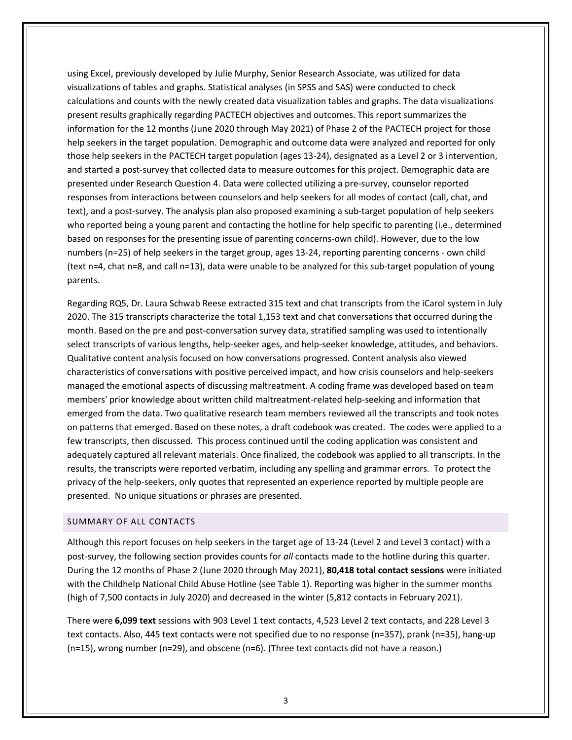using Excel, previously developed by Julie Murphy, Senior Research Associate, was utilized for data visualizations of tables and graphs. Statistical analyses (in SPSS and SAS) were conducted to check calculations and counts with the newly created data visualization tables and graphs. The data visualizations present results graphically regarding PACTECH objectives and outcomes. This report summarizes the information for the 12 months (June 2020 through May 2021) of Phase 2 of the PACTECH project for those help seekers in the target population. Demographic and outcome data were analyzed and reported for only those help seekers in the PACTECH target population (ages 13-24), designated as a Level 2 or 3 intervention, and started a post-survey that collected data to measure outcomes for this project. Demographic data are presented under Research Question 4. Data were collected utilizing a pre-survey, counselor reported responses from interactions between counselors and help seekers for all modes of contact (call, chat, and text), and a post-survey. The analysis plan also proposed examining a sub-target population of help seekers who reported being a young parent and contacting the hotline for help specific to parenting (i.e., determined based on responses for the presenting issue of parenting concerns-own child). However, due to the low numbers (n=25) of help seekers in the target group, ages 13-24, reporting parenting concerns - own child (text n=4, chat n=8, and call n=13), data were unable to be analyzed for this sub-target population of young parents.

Regarding RQ5, Dr. Laura Schwab Reese extracted 315 text and chat transcripts from the iCarol system in July 2020. The 315 transcripts characterize the total 1,153 text and chat conversations that occurred during the month. Based on the pre and post-conversation survey data, stratified sampling was used to intentionally select transcripts of various lengths, help-seeker ages, and help-seeker knowledge, attitudes, and behaviors. Qualitative content analysis focused on how conversations progressed. Content analysis also viewed characteristics of conversations with positive perceived impact, and how crisis counselors and help-seekers managed the emotional aspects of discussing maltreatment. A coding frame was developed based on team members' prior knowledge about written child maltreatment-related help-seeking and information that emerged from the data. Two qualitative research team members reviewed all the transcripts and took notes on patterns that emerged. Based on these notes, a draft codebook was created. The codes were applied to a few transcripts, then discussed. This process continued until the coding application was consistent and adequately captured all relevant materials. Once finalized, the codebook was applied to all transcripts. In the results, the transcripts were reported verbatim, including any spelling and grammar errors. To protect the privacy of the help-seekers, only quotes that represented an experience reported by multiple people are presented. No unique situations or phrases are presented.

## SUMMARY OF ALL CONTACTS

Although this report focuses on help seekers in the target age of 13-24 (Level 2 and Level 3 contact) with a post-survey, the following section provides counts for *all* contacts made to the hotline during this quarter. During the 12 months of Phase 2 (June 2020 through May 2021), **80,418 total contact sessions** were initiated with the Childhelp National Child Abuse Hotline (see Table 1). Reporting was higher in the summer months (high of 7,500 contacts in July 2020) and decreased in the winter (5,812 contacts in February 2021).

There were **6,099 text** sessions with 903 Level 1 text contacts, 4,523 Level 2 text contacts, and 228 Level 3 text contacts. Also, 445 text contacts were not specified due to no response (n=357), prank (n=35), hang-up (n=15), wrong number (n=29), and obscene (n=6). (Three text contacts did not have a reason.)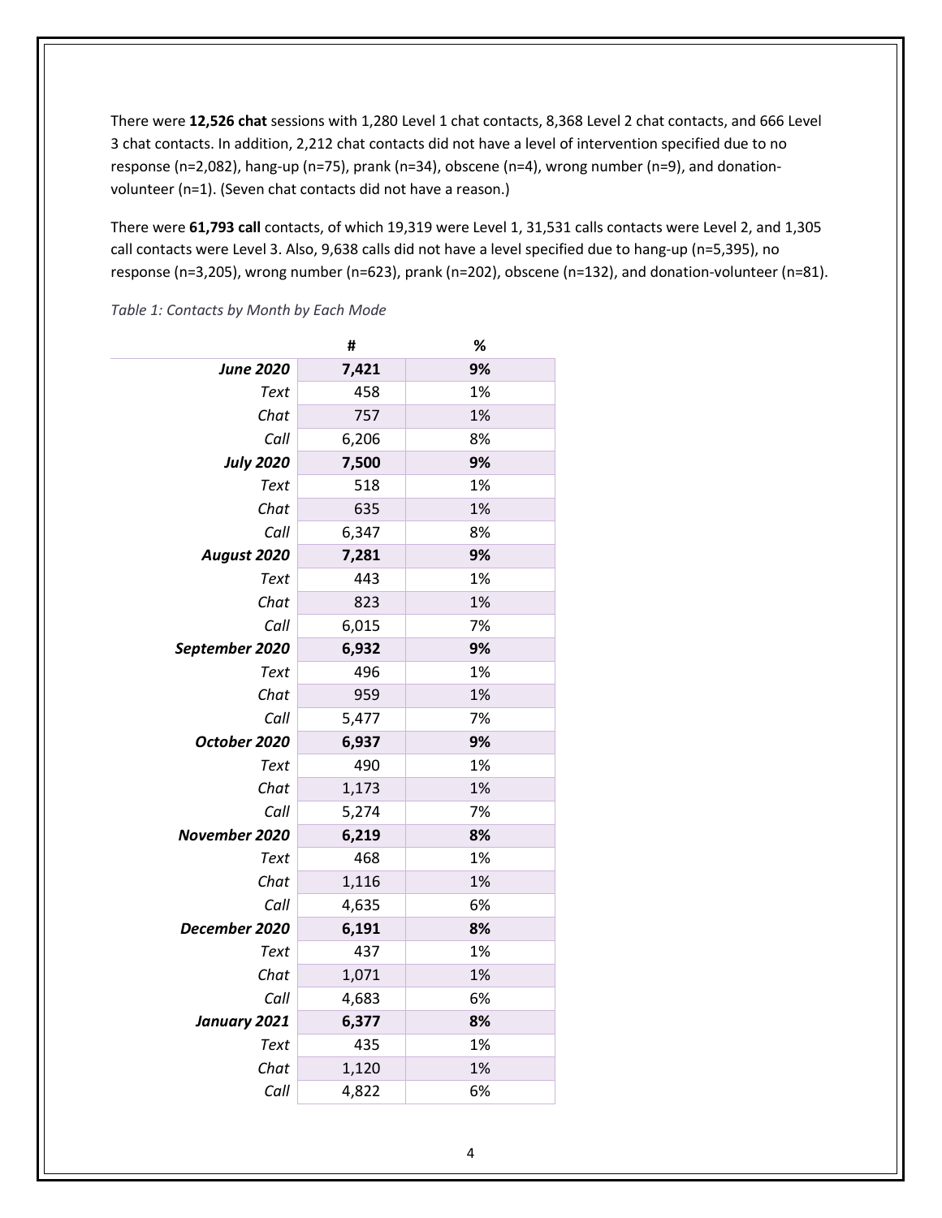There were **12,526 chat** sessions with 1,280 Level 1 chat contacts, 8,368 Level 2 chat contacts, and 666 Level 3 chat contacts. In addition, 2,212 chat contacts did not have a level of intervention specified due to no response (n=2,082), hang-up (n=75), prank (n=34), obscene (n=4), wrong number (n=9), and donation-volunteer (n=1). (Seven chat contacts did not have a reason.)

There were **61,793 call** contacts, of which 19,319 were Level 1, 31,531 calls contacts were Level 2, and 1,305 call contacts were Level 3. Also, 9,638 calls did not have a level specified due to hang-up (n=5,395), no response (n=3,205), wrong number (n=623), prank (n=202), obscene (n=132), and donation-volunteer (n=81).

*Table 1: Contacts by Month by Each Mode*

| | # | % |
|---|---|---|
| ***June 2020*** | **7,421** | **9%** |
| *Text* | 458 | 1% |
| *Chat* | 757 | 1% |
| *Call* | 6,206 | 8% |
| ***July 2020*** | **7,500** | **9%** |
| *Text* | 518 | 1% |
| *Chat* | 635 | 1% |
| *Call* | 6,347 | 8% |
| ***August 2020*** | **7,281** | **9%** |
| *Text* | 443 | 1% |
| *Chat* | 823 | 1% |
| *Call* | 6,015 | 7% |
| ***September 2020*** | **6,932** | **9%** |
| *Text* | 496 | 1% |
| *Chat* | 959 | 1% |
| *Call* | 5,477 | 7% |
| ***October 2020*** | **6,937** | **9%** |
| *Text* | 490 | 1% |
| *Chat* | 1,173 | 1% |
| *Call* | 5,274 | 7% |
| ***November 2020*** | **6,219** | **8%** |
| *Text* | 468 | 1% |
| *Chat* | 1,116 | 1% |
| *Call* | 4,635 | 6% |
| ***December 2020*** | **6,191** | **8%** |
| *Text* | 437 | 1% |
| *Chat* | 1,071 | 1% |
| *Call* | 4,683 | 6% |
| ***January 2021*** | **6,377** | **8%** |
| *Text* | 435 | 1% |
| *Chat* | 1,120 | 1% |
| *Call* | 4,822 | 6% |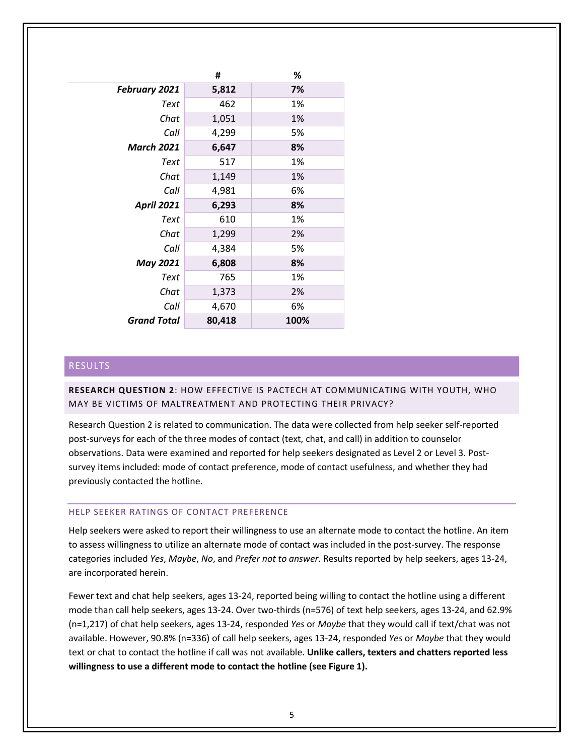| | # | % |
|---|---|---|
| ***February 2021*** | **5,812** | **7%** |
| *Text* | 462 | 1% |
| *Chat* | 1,051 | 1% |
| *Call* | 4,299 | 5% |
| ***March 2021*** | **6,647** | **8%** |
| *Text* | 517 | 1% |
| *Chat* | 1,149 | 1% |
| *Call* | 4,981 | 6% |
| ***April 2021*** | **6,293** | **8%** |
| *Text* | 610 | 1% |
| *Chat* | 1,299 | 2% |
| *Call* | 4,384 | 5% |
| ***May 2021*** | **6,808** | **8%** |
| *Text* | 765 | 1% |
| *Chat* | 1,373 | 2% |
| *Call* | 4,670 | 6% |
| ***Grand Total*** | **80,418** | **100%** |

## RESULTS

### RESEARCH QUESTION 2: HOW EFFECTIVE IS PACTECH AT COMMUNICATING WITH YOUTH, WHO MAY BE VICTIMS OF MALTREATMENT AND PROTECTING THEIR PRIVACY?

Research Question 2 is related to communication. The data were collected from help seeker self-reported post-surveys for each of the three modes of contact (text, chat, and call) in addition to counselor observations. Data were examined and reported for help seekers designated as Level 2 or Level 3. Post-survey items included: mode of contact preference, mode of contact usefulness, and whether they had previously contacted the hotline.

#### HELP SEEKER RATINGS OF CONTACT PREFERENCE

Help seekers were asked to report their willingness to use an alternate mode to contact the hotline. An item to assess willingness to utilize an alternate mode of contact was included in the post-survey. The response categories included *Yes*, *Maybe*, *No*, and *Prefer not to answer*. Results reported by help seekers, ages 13-24, are incorporated herein.

Fewer text and chat help seekers, ages 13-24, reported being willing to contact the hotline using a different mode than call help seekers, ages 13-24. Over two-thirds (n=576) of text help seekers, ages 13-24, and 62.9% (n=1,217) of chat help seekers, ages 13-24, responded *Yes* or *Maybe* that they would call if text/chat was not available. However, 90.8% (n=336) of call help seekers, ages 13-24, responded *Yes* or *Maybe* that they would text or chat to contact the hotline if call was not available. **Unlike callers, texters and chatters reported less willingness to use a different mode to contact the hotline (see Figure 1).**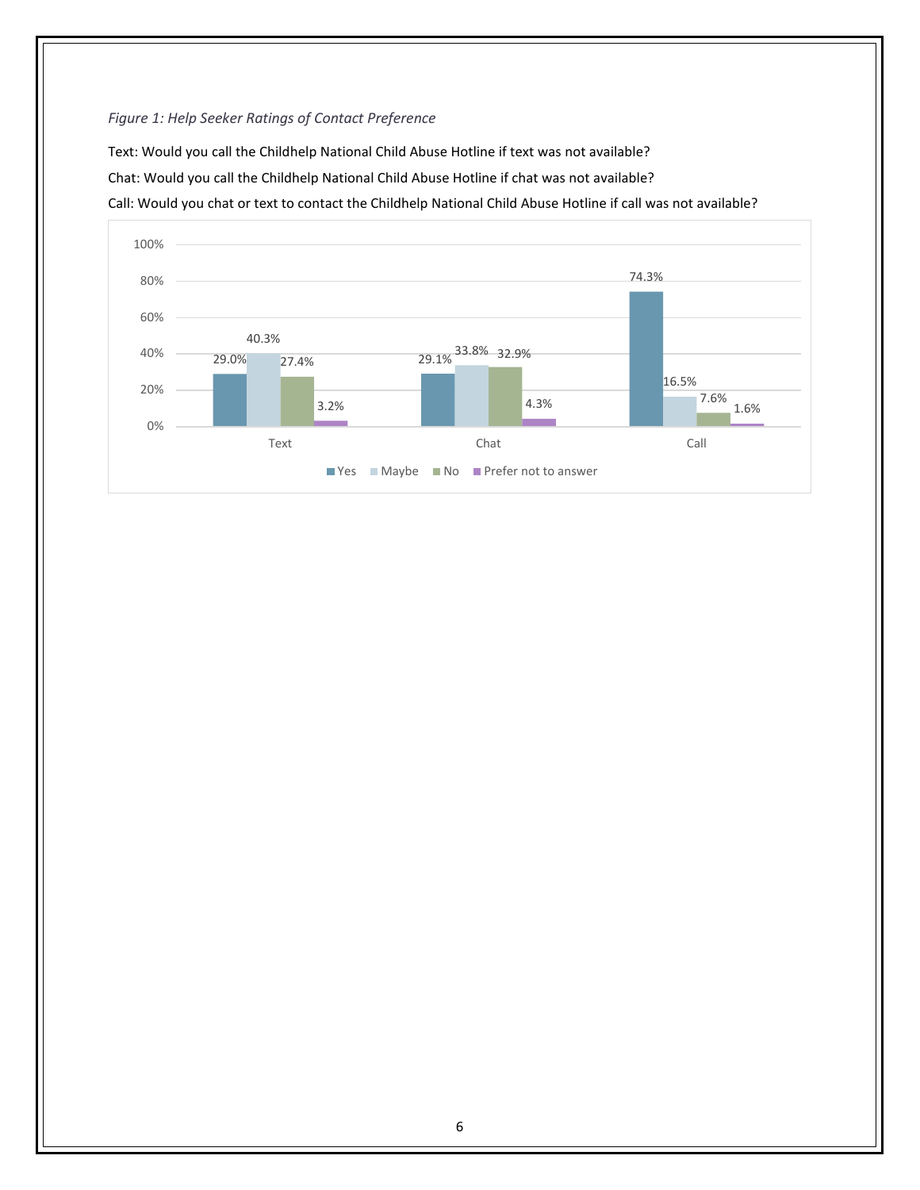*Figure 1: Help Seeker Ratings of Contact Preference*

Text: Would you call the Childhelp National Child Abuse Hotline if text was not available?

Chat: Would you call the Childhelp National Child Abuse Hotline if chat was not available?

Call: Would you chat or text to contact the Childhelp National Child Abuse Hotline if call was not available?

| | Yes | Maybe | No | Prefer not to answer |
|---|---|---|---|---|
| Text | 29.0% | 40.3% | 27.4% | 3.2% |
| Chat | 29.1% | 33.8% | 32.9% | 4.3% |
| Call | 74.3% | 16.5% | 7.6% | 1.6% |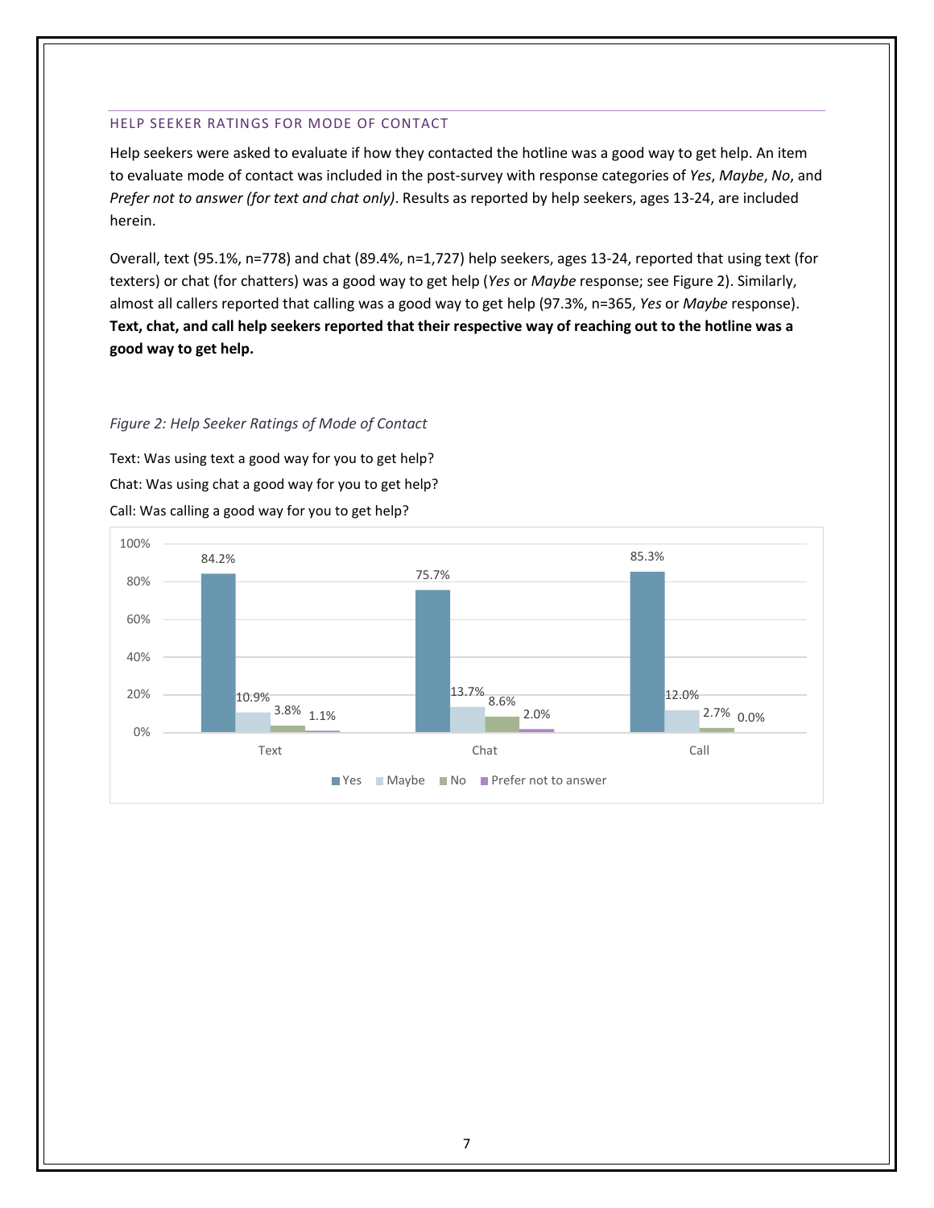### HELP SEEKER RATINGS FOR MODE OF CONTACT

Help seekers were asked to evaluate if how they contacted the hotline was a good way to get help. An item to evaluate mode of contact was included in the post-survey with response categories of *Yes*, *Maybe*, *No*, and *Prefer not to answer (for text and chat only)*. Results as reported by help seekers, ages 13-24, are included herein.

Overall, text (95.1%, n=778) and chat (89.4%, n=1,727) help seekers, ages 13-24, reported that using text (for texters) or chat (for chatters) was a good way to get help (*Yes* or *Maybe* response; see Figure 2). Similarly, almost all callers reported that calling was a good way to get help (97.3%, n=365, *Yes* or *Maybe* response). **Text, chat, and call help seekers reported that their respective way of reaching out to the hotline was a good way to get help.**

*Figure 2: Help Seeker Ratings of Mode of Contact*

Text: Was using text a good way for you to get help?

Chat: Was using chat a good way for you to get help?

Call: Was calling a good way for you to get help?

| | Yes | Maybe | No | Prefer not to answer |
|---|---|---|---|---|
| Text | 84.2% | 10.9% | 3.8% | 1.1% |
| Chat | 75.7% | 13.7% | 8.6% | 2.0% |
| Call | 85.3% | 12.0% | 2.7% | 0.0% |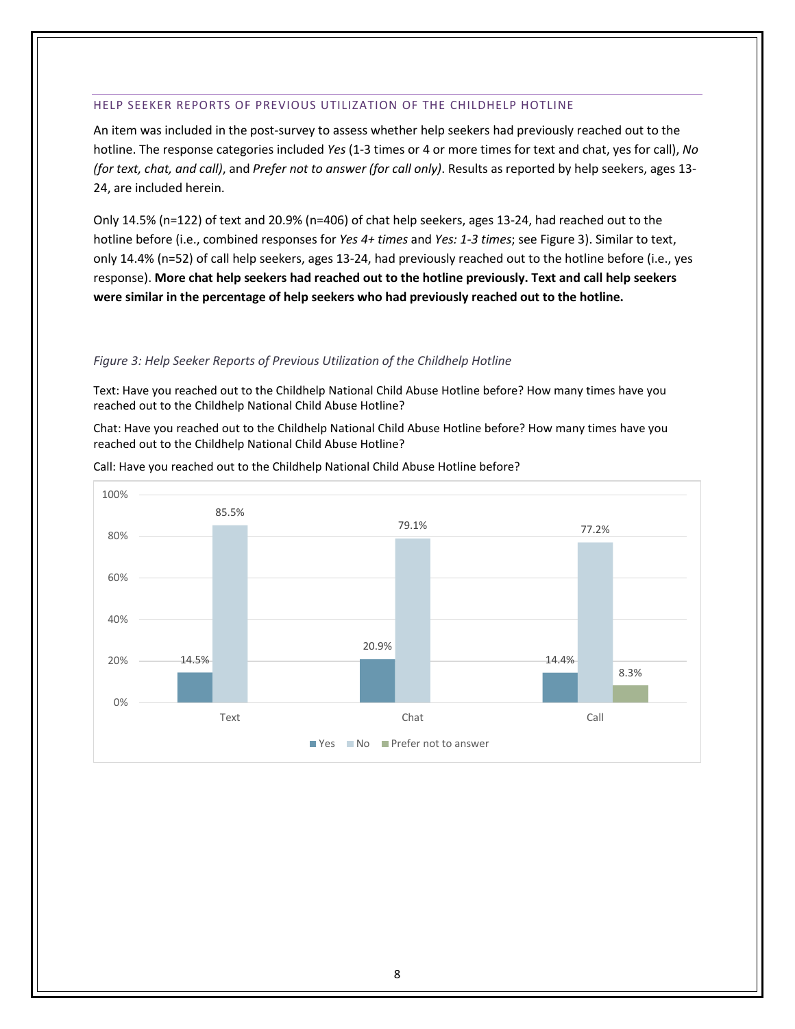## HELP SEEKER REPORTS OF PREVIOUS UTILIZATION OF THE CHILDHELP HOTLINE

An item was included in the post-survey to assess whether help seekers had previously reached out to the hotline. The response categories included *Yes* (1-3 times or 4 or more times for text and chat, yes for call), *No (for text, chat, and call)*, and *Prefer not to answer (for call only)*. Results as reported by help seekers, ages 13-24, are included herein.

Only 14.5% (n=122) of text and 20.9% (n=406) of chat help seekers, ages 13-24, had reached out to the hotline before (i.e., combined responses for *Yes 4+ times* and *Yes: 1-3 times*; see Figure 3). Similar to text, only 14.4% (n=52) of call help seekers, ages 13-24, had previously reached out to the hotline before (i.e., yes response). **More chat help seekers had reached out to the hotline previously. Text and call help seekers were similar in the percentage of help seekers who had previously reached out to the hotline.**

*Figure 3: Help Seeker Reports of Previous Utilization of the Childhelp Hotline*

Text: Have you reached out to the Childhelp National Child Abuse Hotline before? How many times have you reached out to the Childhelp National Child Abuse Hotline?

Chat: Have you reached out to the Childhelp National Child Abuse Hotline before? How many times have you reached out to the Childhelp National Child Abuse Hotline?

Call: Have you reached out to the Childhelp National Child Abuse Hotline before?

| | Yes | No | Prefer not to answer |
|---|---|---|---|
| Text | 14.5% | 85.5% | |
| Chat | 20.9% | 79.1% | |
| Call | 14.4% | 77.2% | 8.3% |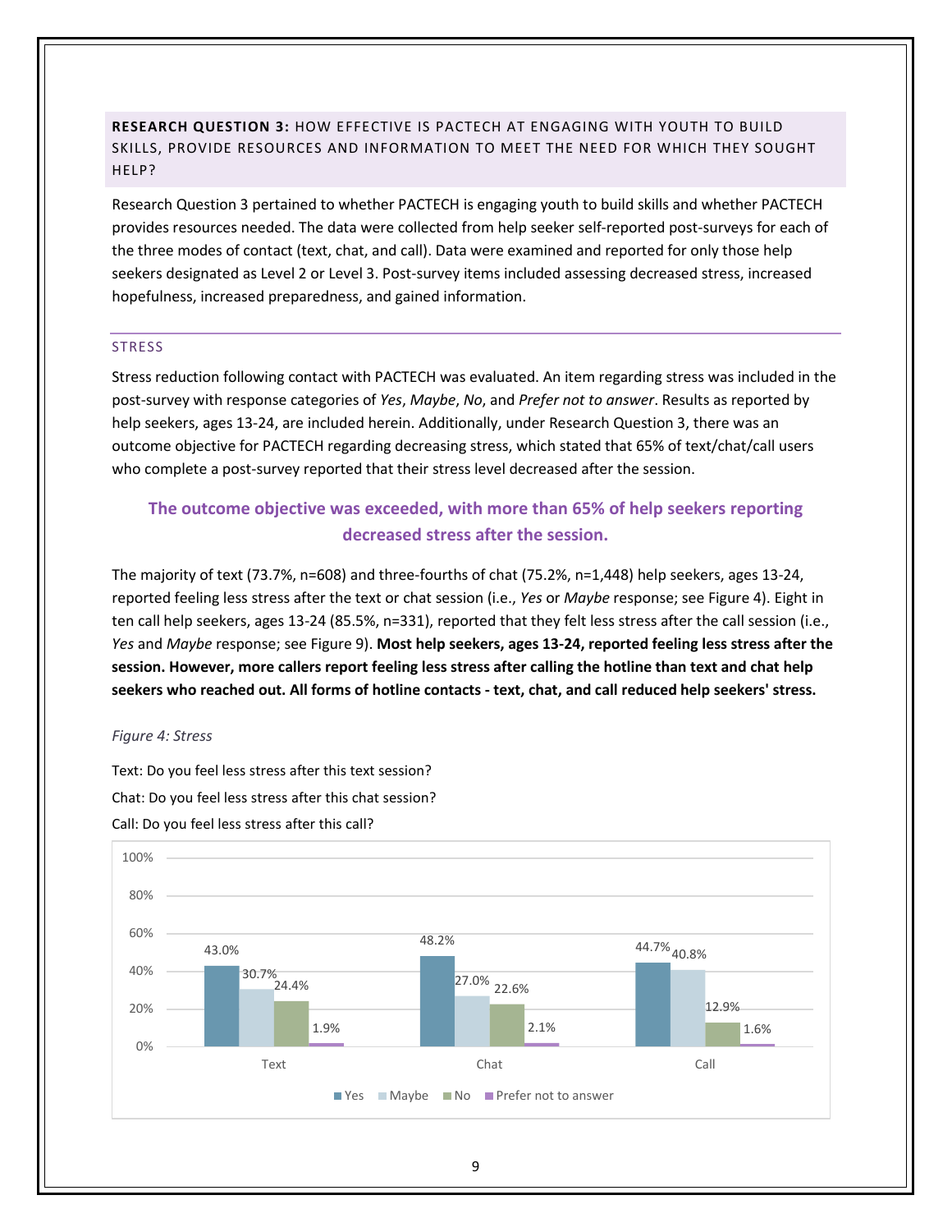**RESEARCH QUESTION 3:** HOW EFFECTIVE IS PACTECH AT ENGAGING WITH YOUTH TO BUILD SKILLS, PROVIDE RESOURCES AND INFORMATION TO MEET THE NEED FOR WHICH THEY SOUGHT HELP?

Research Question 3 pertained to whether PACTECH is engaging youth to build skills and whether PACTECH provides resources needed. The data were collected from help seeker self-reported post-surveys for each of the three modes of contact (text, chat, and call). Data were examined and reported for only those help seekers designated as Level 2 or Level 3. Post-survey items included assessing decreased stress, increased hopefulness, increased preparedness, and gained information.

## STRESS

Stress reduction following contact with PACTECH was evaluated. An item regarding stress was included in the post-survey with response categories of *Yes*, *Maybe*, *No*, and *Prefer not to answer*. Results as reported by help seekers, ages 13-24, are included herein. Additionally, under Research Question 3, there was an outcome objective for PACTECH regarding decreasing stress, which stated that 65% of text/chat/call users who complete a post-survey reported that their stress level decreased after the session.

**The outcome objective was exceeded, with more than 65% of help seekers reporting decreased stress after the session.**

The majority of text (73.7%, n=608) and three-fourths of chat (75.2%, n=1,448) help seekers, ages 13-24, reported feeling less stress after the text or chat session (i.e., *Yes* or *Maybe* response; see Figure 4). Eight in ten call help seekers, ages 13-24 (85.5%, n=331), reported that they felt less stress after the call session (i.e., *Yes* and *Maybe* response; see Figure 9). **Most help seekers, ages 13-24, reported feeling less stress after the session. However, more callers report feeling less stress after calling the hotline than text and chat help seekers who reached out. All forms of hotline contacts - text, chat, and call reduced help seekers' stress.**

*Figure 4: Stress*

Text: Do you feel less stress after this text session?

Chat: Do you feel less stress after this chat session?

Call: Do you feel less stress after this call?

| | Yes | Maybe | No | Prefer not to answer |
|---|---|---|---|---|
| Text | 43.0% | 30.7% | 24.4% | 1.9% |
| Chat | 48.2% | 27.0% | 22.6% | 2.1% |
| Call | 44.7% | 40.8% | 12.9% | 1.6% |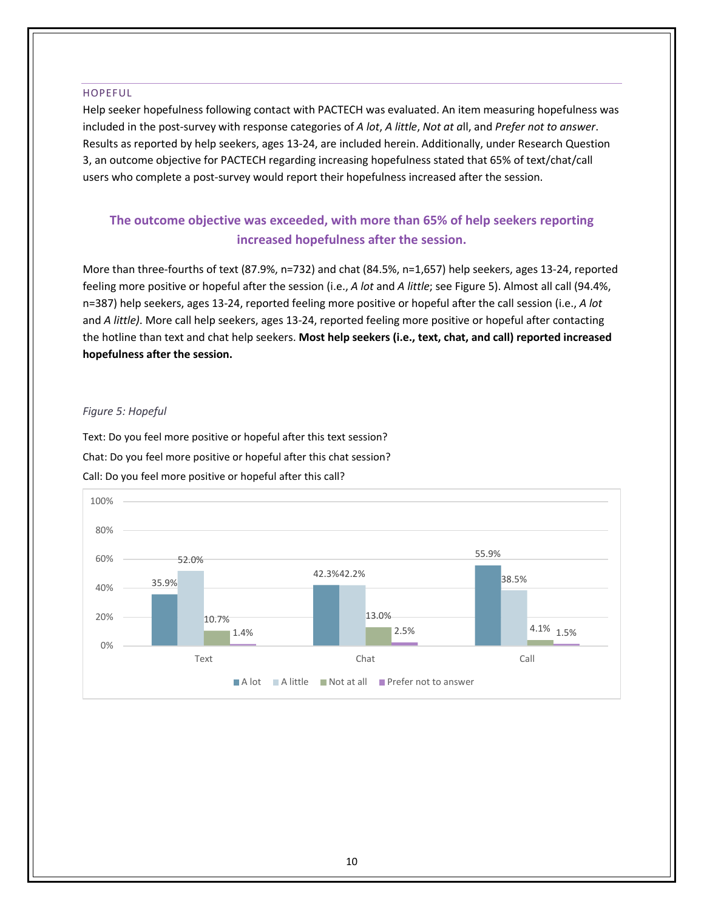### HOPEFUL

Help seeker hopefulness following contact with PACTECH was evaluated. An item measuring hopefulness was included in the post-survey with response categories of *A lot*, *A little*, *Not at a*ll, and *Prefer not to answer*. Results as reported by help seekers, ages 13-24, are included herein. Additionally, under Research Question 3, an outcome objective for PACTECH regarding increasing hopefulness stated that 65% of text/chat/call users who complete a post-survey would report their hopefulness increased after the session.

**The outcome objective was exceeded, with more than 65% of help seekers reporting increased hopefulness after the session.**

More than three-fourths of text (87.9%, n=732) and chat (84.5%, n=1,657) help seekers, ages 13-24, reported feeling more positive or hopeful after the session (i.e., *A lot* and *A little*; see Figure 5). Almost all call (94.4%, n=387) help seekers, ages 13-24, reported feeling more positive or hopeful after the call session (i.e., *A lot* and *A little)*. More call help seekers, ages 13-24, reported feeling more positive or hopeful after contacting the hotline than text and chat help seekers. **Most help seekers (i.e., text, chat, and call) reported increased hopefulness after the session.**

*Figure 5: Hopeful*

Text: Do you feel more positive or hopeful after this text session?

Chat: Do you feel more positive or hopeful after this chat session?

Call: Do you feel more positive or hopeful after this call?

| | A lot | A little | Not at all | Prefer not to answer |
|---|---|---|---|---|
| Text | 35.9% | 52.0% | 10.7% | 1.4% |
| Chat | 42.3% | 42.2% | 13.0% | 2.5% |
| Call | 55.9% | 38.5% | 4.1% | 1.5% |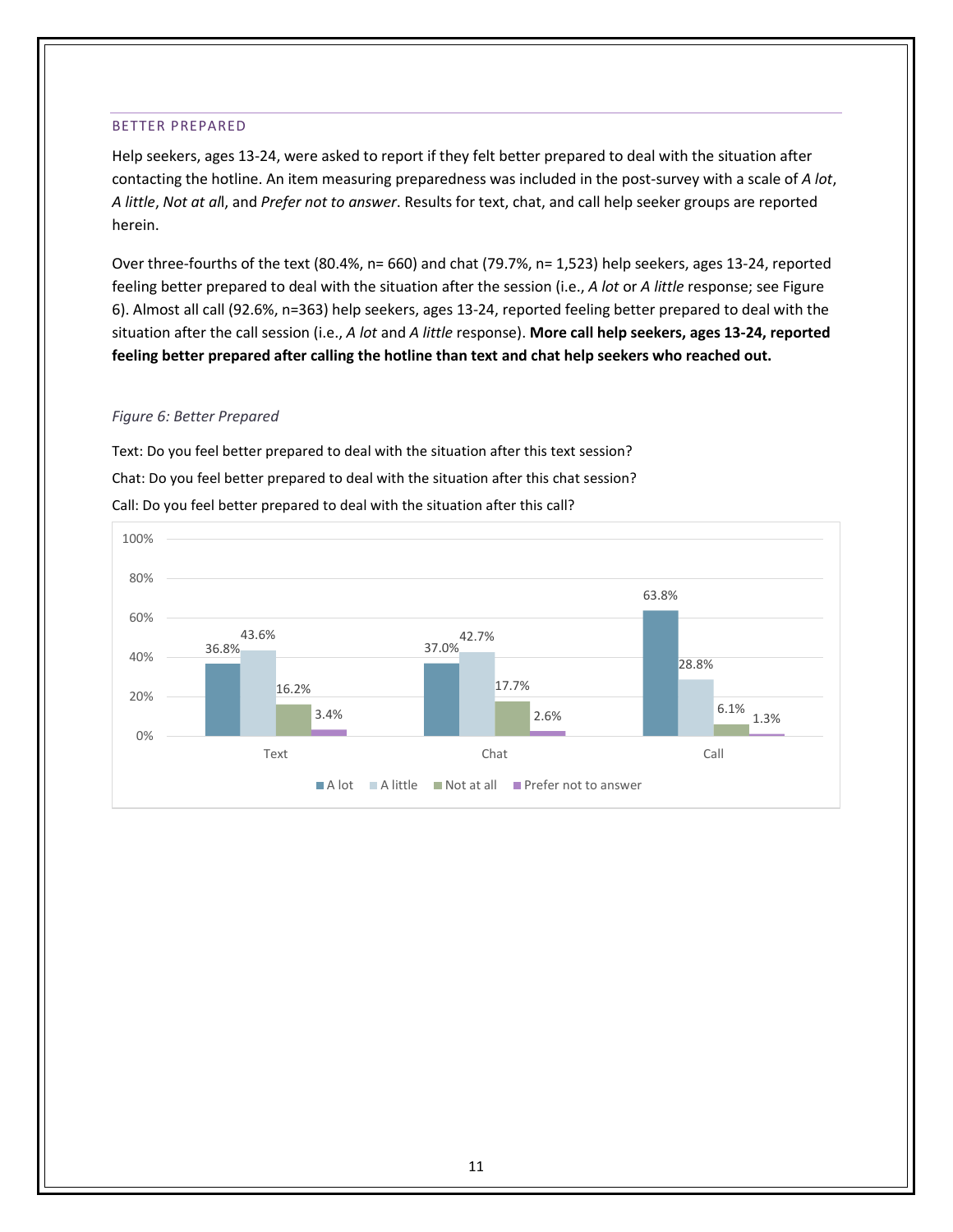## BETTER PREPARED

Help seekers, ages 13-24, were asked to report if they felt better prepared to deal with the situation after contacting the hotline. An item measuring preparedness was included in the post-survey with a scale of *A lot*, *A little*, *Not at al*l, and *Prefer not to answer*. Results for text, chat, and call help seeker groups are reported herein.

Over three-fourths of the text (80.4%, n= 660) and chat (79.7%, n= 1,523) help seekers, ages 13-24, reported feeling better prepared to deal with the situation after the session (i.e., *A lot* or *A little* response; see Figure 6). Almost all call (92.6%, n=363) help seekers, ages 13-24, reported feeling better prepared to deal with the situation after the call session (i.e., *A lot* and *A little* response). **More call help seekers, ages 13-24, reported feeling better prepared after calling the hotline than text and chat help seekers who reached out.**

*Figure 6: Better Prepared*

Text: Do you feel better prepared to deal with the situation after this text session?

Chat: Do you feel better prepared to deal with the situation after this chat session?

Call: Do you feel better prepared to deal with the situation after this call?

| | A lot | A little | Not at all | Prefer not to answer |
|---|---|---|---|---|
| Text | 36.8% | 43.6% | 16.2% | 3.4% |
| Chat | 37.0% | 42.7% | 17.7% | 2.6% |
| Call | 63.8% | 28.8% | 6.1% | 1.3% |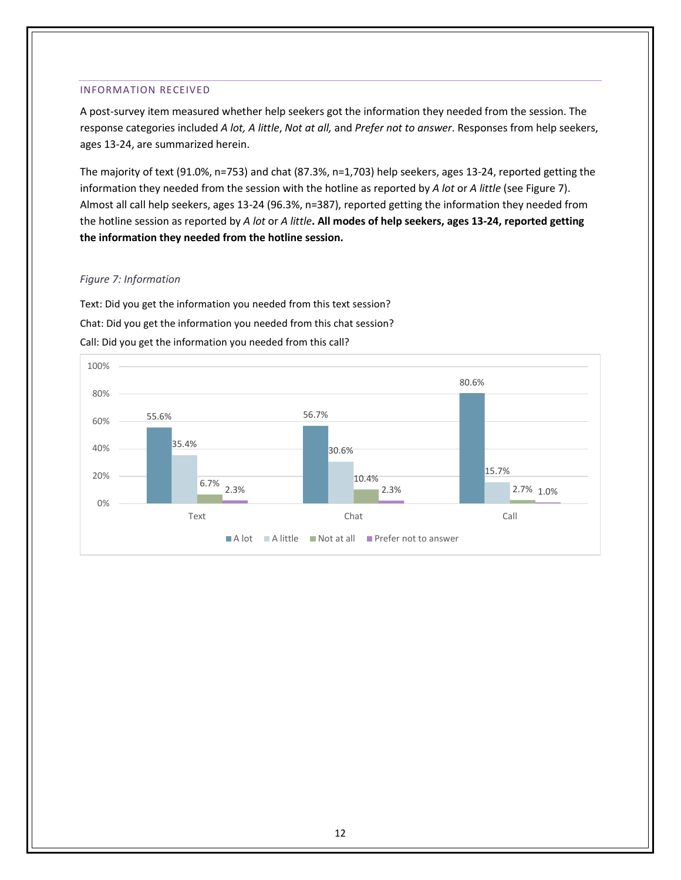## INFORMATION RECEIVED

A post-survey item measured whether help seekers got the information they needed from the session. The response categories included *A lot, A little*, *Not at all,* and *Prefer not to answer*. Responses from help seekers, ages 13-24, are summarized herein.

The majority of text (91.0%, n=753) and chat (87.3%, n=1,703) help seekers, ages 13-24, reported getting the information they needed from the session with the hotline as reported by *A lot* or *A little* (see Figure 7). Almost all call help seekers, ages 13-24 (96.3%, n=387), reported getting the information they needed from the hotline session as reported by *A lot* or *A little*. **All modes of help seekers, ages 13-24, reported getting the information they needed from the hotline session.**

*Figure 7: Information*

Text: Did you get the information you needed from this text session?

Chat: Did you get the information you needed from this chat session?

Call: Did you get the information you needed from this call?

| | A lot | A little | Not at all | Prefer not to answer |
|---|---|---|---|---|
| Text | 55.6% | 35.4% | 6.7% | 2.3% |
| Chat | 56.7% | 30.6% | 10.4% | 2.3% |
| Call | 80.6% | 15.7% | 2.7% | 1.0% |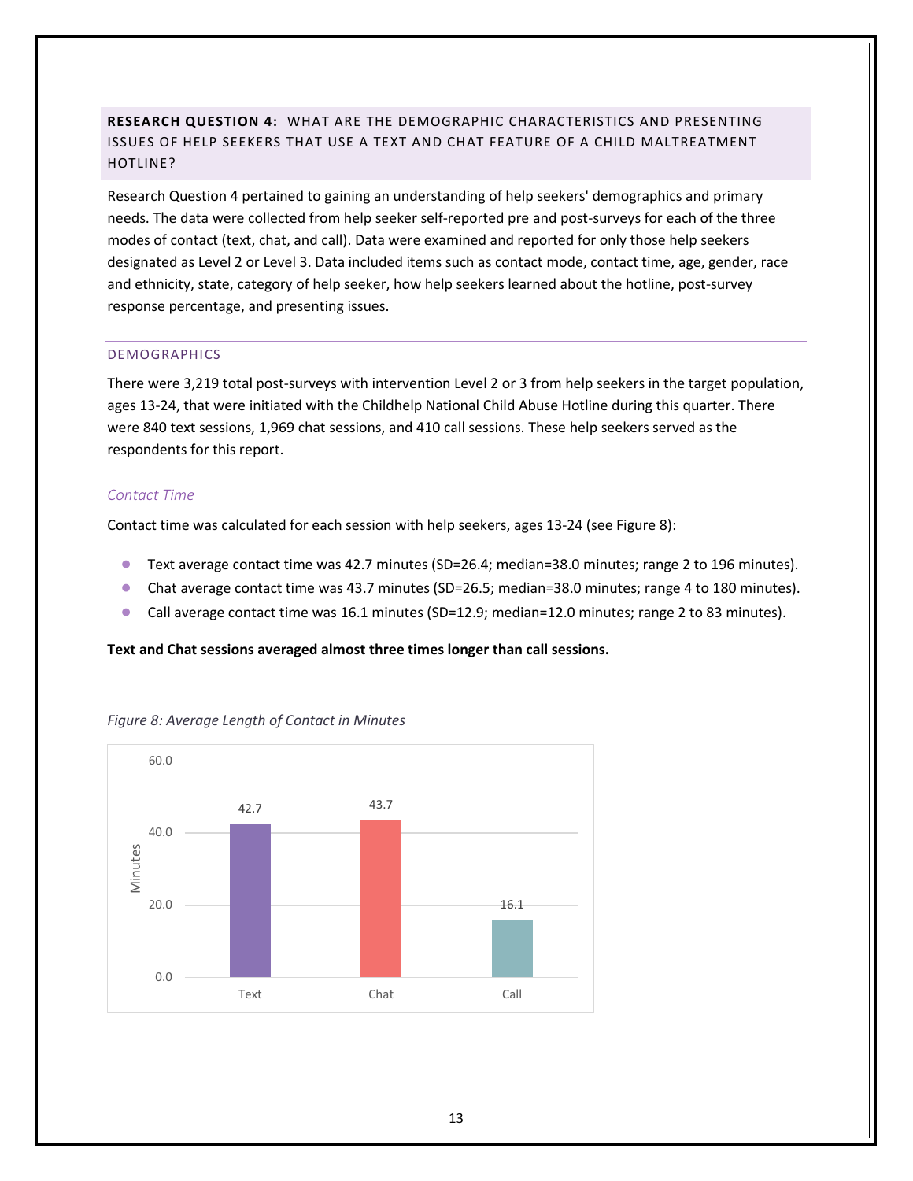## RESEARCH QUESTION 4: WHAT ARE THE DEMOGRAPHIC CHARACTERISTICS AND PRESENTING ISSUES OF HELP SEEKERS THAT USE A TEXT AND CHAT FEATURE OF A CHILD MALTREATMENT HOTLINE?

Research Question 4 pertained to gaining an understanding of help seekers' demographics and primary needs. The data were collected from help seeker self-reported pre and post-surveys for each of the three modes of contact (text, chat, and call). Data were examined and reported for only those help seekers designated as Level 2 or Level 3. Data included items such as contact mode, contact time, age, gender, race and ethnicity, state, category of help seeker, how help seekers learned about the hotline, post-survey response percentage, and presenting issues.

### DEMOGRAPHICS

There were 3,219 total post-surveys with intervention Level 2 or 3 from help seekers in the target population, ages 13-24, that were initiated with the Childhelp National Child Abuse Hotline during this quarter. There were 840 text sessions, 1,969 chat sessions, and 410 call sessions. These help seekers served as the respondents for this report.

#### *Contact Time*

Contact time was calculated for each session with help seekers, ages 13-24 (see Figure 8):

- Text average contact time was 42.7 minutes (SD=26.4; median=38.0 minutes; range 2 to 196 minutes).
- Chat average contact time was 43.7 minutes (SD=26.5; median=38.0 minutes; range 4 to 180 minutes).
- Call average contact time was 16.1 minutes (SD=12.9; median=12.0 minutes; range 2 to 83 minutes).

**Text and Chat sessions averaged almost three times longer than call sessions.**

*Figure 8: Average Length of Contact in Minutes*

| Mode | Minutes |
|---|---|
| Text | 42.7 |
| Chat | 43.7 |
| Call | 16.1 |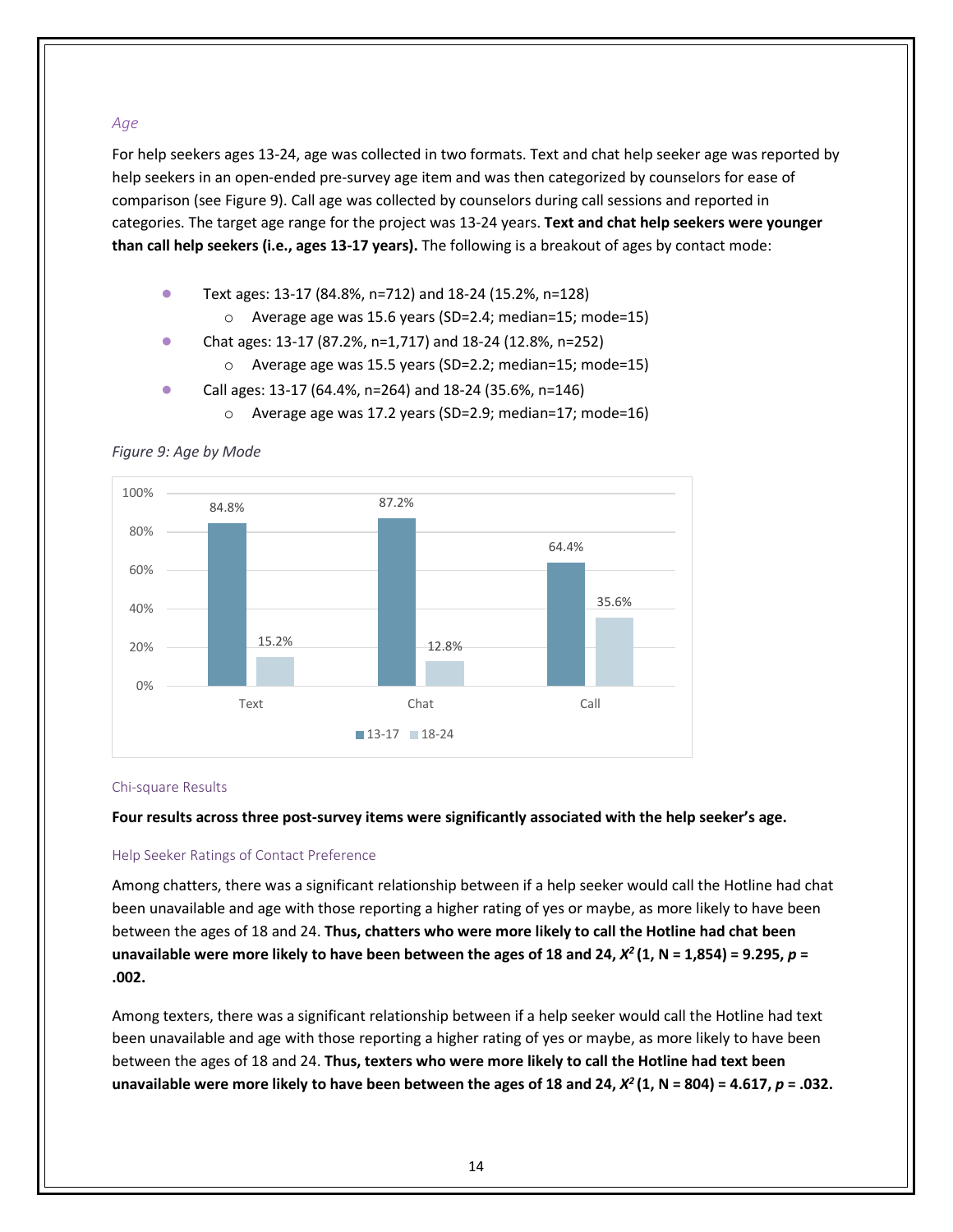### *Age*

For help seekers ages 13-24, age was collected in two formats. Text and chat help seeker age was reported by help seekers in an open-ended pre-survey age item and was then categorized by counselors for ease of comparison (see Figure 9). Call age was collected by counselors during call sessions and reported in categories. The target age range for the project was 13-24 years. **Text and chat help seekers were younger than call help seekers (i.e., ages 13-17 years).** The following is a breakout of ages by contact mode:

- Text ages: 13-17 (84.8%, n=712) and 18-24 (15.2%, n=128)
  - Average age was 15.6 years (SD=2.4; median=15; mode=15)
- Chat ages: 13-17 (87.2%, n=1,717) and 18-24 (12.8%, n=252)
  - Average age was 15.5 years (SD=2.2; median=15; mode=15)
- Call ages: 13-17 (64.4%, n=264) and 18-24 (35.6%, n=146)
  - Average age was 17.2 years (SD=2.9; median=17; mode=16)

*Figure 9: Age by Mode*

| | 13-17 | 18-24 |
|---|---|---|
| Text | 84.8% | 15.2% |
| Chat | 87.2% | 12.8% |
| Call | 64.4% | 35.6% |

#### Chi-square Results

**Four results across three post-survey items were significantly associated with the help seeker's age.**

#### Help Seeker Ratings of Contact Preference

Among chatters, there was a significant relationship between if a help seeker would call the Hotline had chat been unavailable and age with those reporting a higher rating of yes or maybe, as more likely to have been between the ages of 18 and 24. **Thus, chatters who were more likely to call the Hotline had chat been unavailable were more likely to have been between the ages of 18 and 24, $X^2$ (1, N = 1,854) = 9.295, *p* = .002.**

Among texters, there was a significant relationship between if a help seeker would call the Hotline had text been unavailable and age with those reporting a higher rating of yes or maybe, as more likely to have been between the ages of 18 and 24. **Thus, texters who were more likely to call the Hotline had text been unavailable were more likely to have been between the ages of 18 and 24, $X^2$ (1, N = 804) = 4.617, *p* = .032.**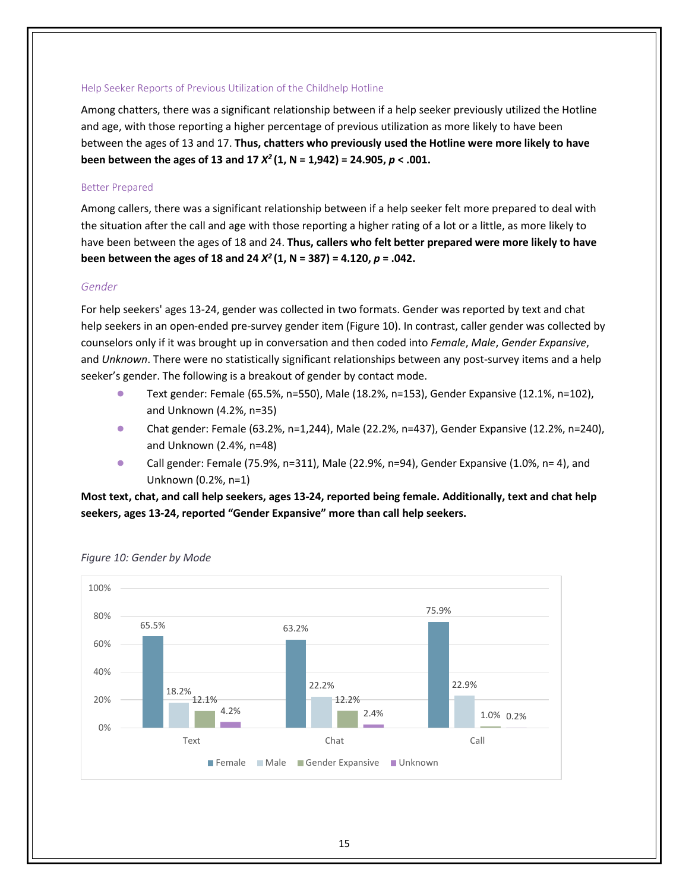### Help Seeker Reports of Previous Utilization of the Childhelp Hotline

Among chatters, there was a significant relationship between if a help seeker previously utilized the Hotline and age, with those reporting a higher percentage of previous utilization as more likely to have been between the ages of 13 and 17. **Thus, chatters who previously used the Hotline were more likely to have been between the ages of 13 and 17 $X^2$ (1, N = 1,942) = 24.905, *p* < .001.**

### Better Prepared

Among callers, there was a significant relationship between if a help seeker felt more prepared to deal with the situation after the call and age with those reporting a higher rating of a lot or a little, as more likely to have been between the ages of 18 and 24. **Thus, callers who felt better prepared were more likely to have been between the ages of 18 and 24 $X^2$ (1, N = 387) = 4.120, *p* = .042.**

## *Gender*

For help seekers' ages 13-24, gender was collected in two formats. Gender was reported by text and chat help seekers in an open-ended pre-survey gender item (Figure 10). In contrast, caller gender was collected by counselors only if it was brought up in conversation and then coded into *Female*, *Male*, *Gender Expansive*, and *Unknown*. There were no statistically significant relationships between any post-survey items and a help seeker's gender. The following is a breakout of gender by contact mode.

- Text gender: Female (65.5%, n=550), Male (18.2%, n=153), Gender Expansive (12.1%, n=102), and Unknown (4.2%, n=35)
- Chat gender: Female (63.2%, n=1,244), Male (22.2%, n=437), Gender Expansive (12.2%, n=240), and Unknown (2.4%, n=48)
- Call gender: Female (75.9%, n=311), Male (22.9%, n=94), Gender Expansive (1.0%, n= 4), and Unknown (0.2%, n=1)

**Most text, chat, and call help seekers, ages 13-24, reported being female. Additionally, text and chat help seekers, ages 13-24, reported "Gender Expansive" more than call help seekers.**

*Figure 10: Gender by Mode*

| Mode | Female | Male | Gender Expansive | Unknown |
|---|---|---|---|---|
| Text | 65.5% | 18.2% | 12.1% | 4.2% |
| Chat | 63.2% | 22.2% | 12.2% | 2.4% |
| Call | 75.9% | 22.9% | 1.0% | 0.2% |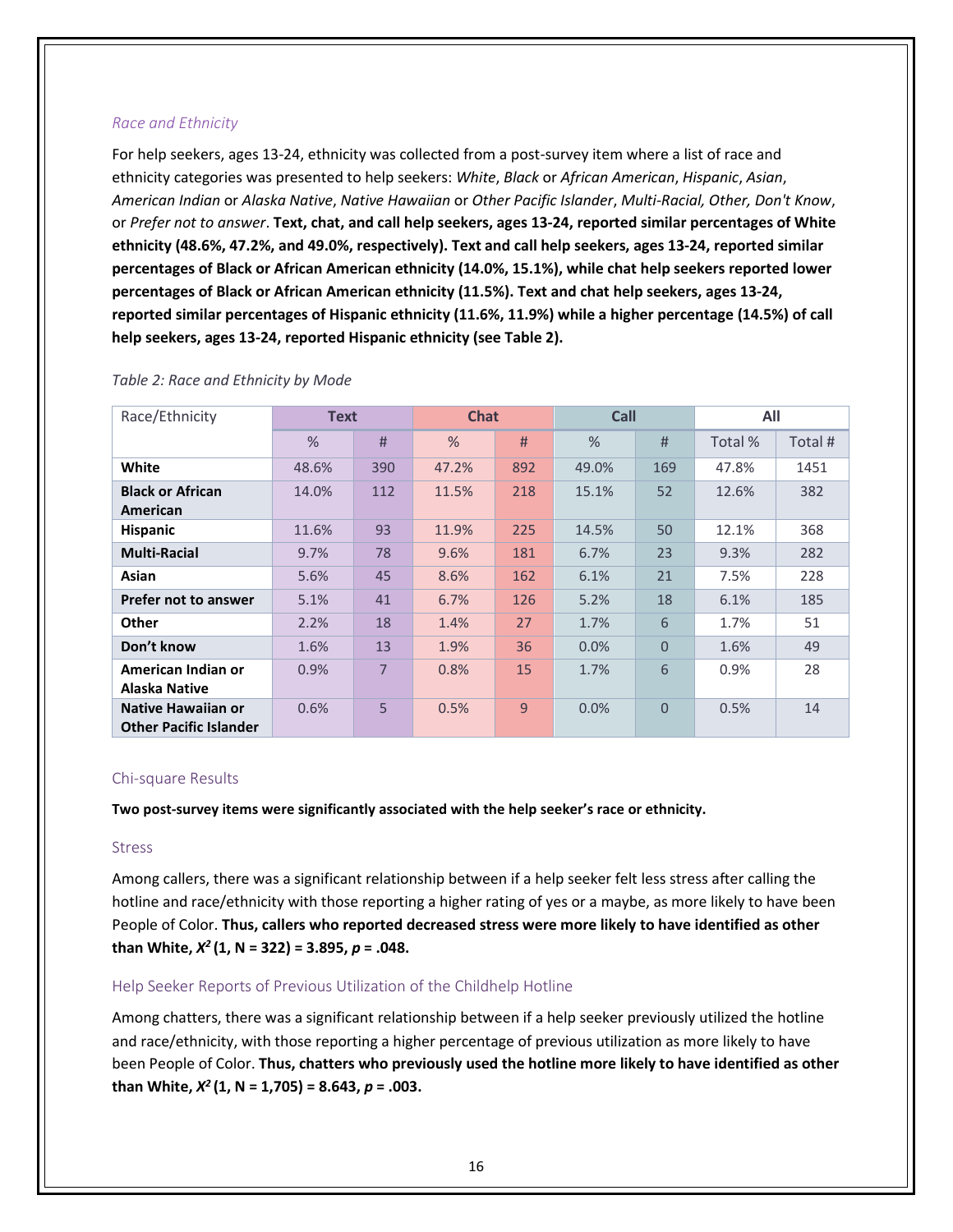### *Race and Ethnicity*

For help seekers, ages 13-24, ethnicity was collected from a post-survey item where a list of race and ethnicity categories was presented to help seekers: *White*, *Black* or *African American*, *Hispanic*, *Asian*, *American Indian* or *Alaska Native*, *Native Hawaiian* or *Other Pacific Islander*, *Multi-Racial, Other, Don't Know*, or *Prefer not to answer*. **Text, chat, and call help seekers, ages 13-24, reported similar percentages of White ethnicity (48.6%, 47.2%, and 49.0%, respectively). Text and call help seekers, ages 13-24, reported similar percentages of Black or African American ethnicity (14.0%, 15.1%), while chat help seekers reported lower percentages of Black or African American ethnicity (11.5%). Text and chat help seekers, ages 13-24, reported similar percentages of Hispanic ethnicity (11.6%, 11.9%) while a higher percentage (14.5%) of call help seekers, ages 13-24, reported Hispanic ethnicity (see Table 2).**

*Table 2: Race and Ethnicity by Mode*

| Race/Ethnicity | Text | | Chat | | Call | | All | |
|---|---|---|---|---|---|---|---|---|
| | % | # | % | # | % | # | Total % | Total # |
| **White** | 48.6% | 390 | 47.2% | 892 | 49.0% | 169 | 47.8% | 1451 |
| **Black or African American** | 14.0% | 112 | 11.5% | 218 | 15.1% | 52 | 12.6% | 382 |
| **Hispanic** | 11.6% | 93 | 11.9% | 225 | 14.5% | 50 | 12.1% | 368 |
| **Multi-Racial** | 9.7% | 78 | 9.6% | 181 | 6.7% | 23 | 9.3% | 282 |
| **Asian** | 5.6% | 45 | 8.6% | 162 | 6.1% | 21 | 7.5% | 228 |
| **Prefer not to answer** | 5.1% | 41 | 6.7% | 126 | 5.2% | 18 | 6.1% | 185 |
| **Other** | 2.2% | 18 | 1.4% | 27 | 1.7% | 6 | 1.7% | 51 |
| **Don't know** | 1.6% | 13 | 1.9% | 36 | 0.0% | 0 | 1.6% | 49 |
| **American Indian or Alaska Native** | 0.9% | 7 | 0.8% | 15 | 1.7% | 6 | 0.9% | 28 |
| **Native Hawaiian or Other Pacific Islander** | 0.6% | 5 | 0.5% | 9 | 0.0% | 0 | 0.5% | 14 |

## Chi-square Results

**Two post-survey items were significantly associated with the help seeker's race or ethnicity.**

### Stress

Among callers, there was a significant relationship between if a help seeker felt less stress after calling the hotline and race/ethnicity with those reporting a higher rating of yes or a maybe, as more likely to have been People of Color. **Thus, callers who reported decreased stress were more likely to have identified as other than White, $X^2$ (1, N = 322) = 3.895, *p* = .048.**

### Help Seeker Reports of Previous Utilization of the Childhelp Hotline

Among chatters, there was a significant relationship between if a help seeker previously utilized the hotline and race/ethnicity, with those reporting a higher percentage of previous utilization as more likely to have been People of Color. **Thus, chatters who previously used the hotline more likely to have identified as other than White, $X^2$ (1, N = 1,705) = 8.643, *p* = .003.**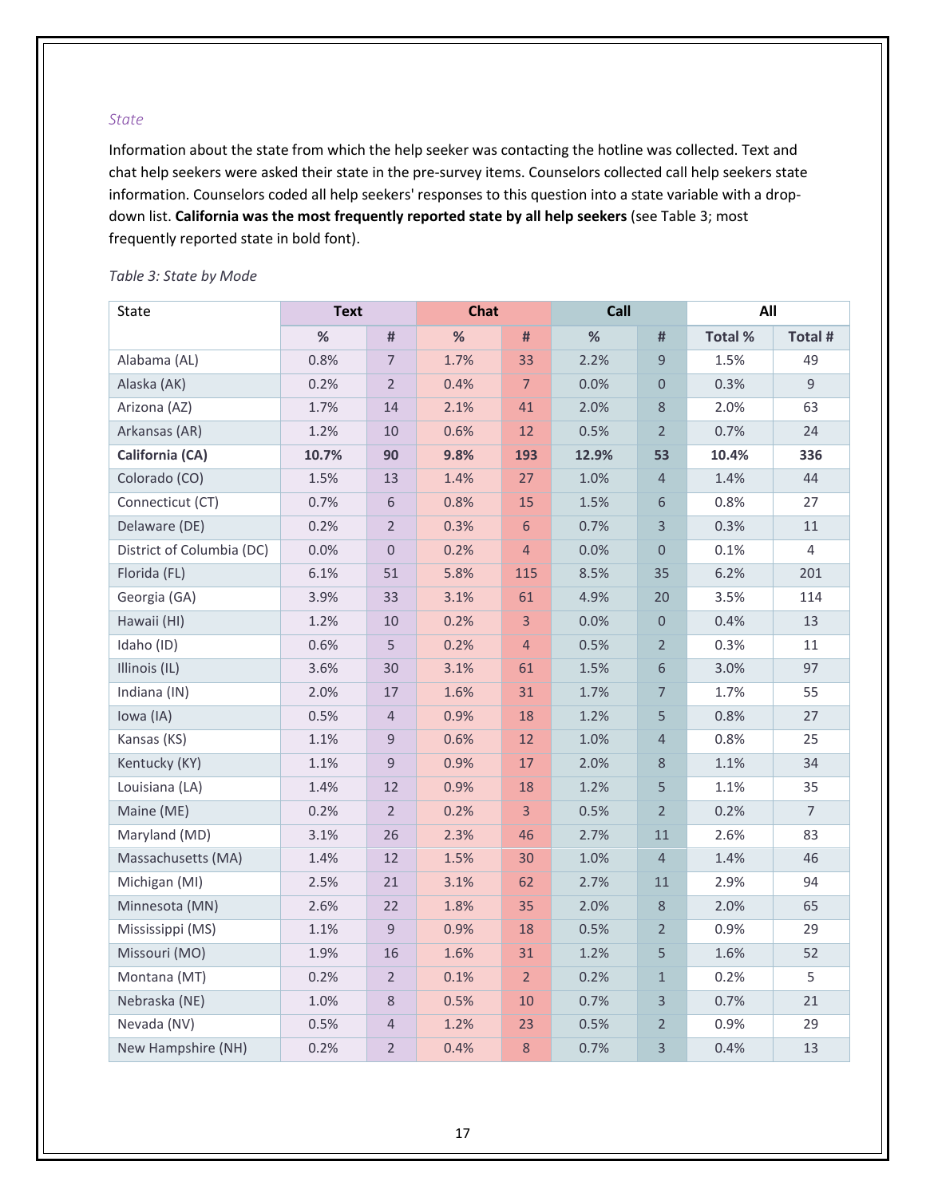*State*

Information about the state from which the help seeker was contacting the hotline was collected. Text and chat help seekers were asked their state in the pre-survey items. Counselors collected call help seekers state information. Counselors coded all help seekers' responses to this question into a state variable with a drop-down list. **California was the most frequently reported state by all help seekers** (see Table 3; most frequently reported state in bold font).

*Table 3: State by Mode*

| State | Text | | Chat | | Call | | All | |
|---|---|---|---|---|---|---|---|---|
| | % | # | % | # | % | # | Total % | Total # |
| Alabama (AL) | 0.8% | 7 | 1.7% | 33 | 2.2% | 9 | 1.5% | 49 |
| Alaska (AK) | 0.2% | 2 | 0.4% | 7 | 0.0% | 0 | 0.3% | 9 |
| Arizona (AZ) | 1.7% | 14 | 2.1% | 41 | 2.0% | 8 | 2.0% | 63 |
| Arkansas (AR) | 1.2% | 10 | 0.6% | 12 | 0.5% | 2 | 0.7% | 24 |
| **California (CA)** | **10.7%** | **90** | **9.8%** | **193** | **12.9%** | **53** | **10.4%** | **336** |
| Colorado (CO) | 1.5% | 13 | 1.4% | 27 | 1.0% | 4 | 1.4% | 44 |
| Connecticut (CT) | 0.7% | 6 | 0.8% | 15 | 1.5% | 6 | 0.8% | 27 |
| Delaware (DE) | 0.2% | 2 | 0.3% | 6 | 0.7% | 3 | 0.3% | 11 |
| District of Columbia (DC) | 0.0% | 0 | 0.2% | 4 | 0.0% | 0 | 0.1% | 4 |
| Florida (FL) | 6.1% | 51 | 5.8% | 115 | 8.5% | 35 | 6.2% | 201 |
| Georgia (GA) | 3.9% | 33 | 3.1% | 61 | 4.9% | 20 | 3.5% | 114 |
| Hawaii (HI) | 1.2% | 10 | 0.2% | 3 | 0.0% | 0 | 0.4% | 13 |
| Idaho (ID) | 0.6% | 5 | 0.2% | 4 | 0.5% | 2 | 0.3% | 11 |
| Illinois (IL) | 3.6% | 30 | 3.1% | 61 | 1.5% | 6 | 3.0% | 97 |
| Indiana (IN) | 2.0% | 17 | 1.6% | 31 | 1.7% | 7 | 1.7% | 55 |
| Iowa (IA) | 0.5% | 4 | 0.9% | 18 | 1.2% | 5 | 0.8% | 27 |
| Kansas (KS) | 1.1% | 9 | 0.6% | 12 | 1.0% | 4 | 0.8% | 25 |
| Kentucky (KY) | 1.1% | 9 | 0.9% | 17 | 2.0% | 8 | 1.1% | 34 |
| Louisiana (LA) | 1.4% | 12 | 0.9% | 18 | 1.2% | 5 | 1.1% | 35 |
| Maine (ME) | 0.2% | 2 | 0.2% | 3 | 0.5% | 2 | 0.2% | 7 |
| Maryland (MD) | 3.1% | 26 | 2.3% | 46 | 2.7% | 11 | 2.6% | 83 |
| Massachusetts (MA) | 1.4% | 12 | 1.5% | 30 | 1.0% | 4 | 1.4% | 46 |
| Michigan (MI) | 2.5% | 21 | 3.1% | 62 | 2.7% | 11 | 2.9% | 94 |
| Minnesota (MN) | 2.6% | 22 | 1.8% | 35 | 2.0% | 8 | 2.0% | 65 |
| Mississippi (MS) | 1.1% | 9 | 0.9% | 18 | 0.5% | 2 | 0.9% | 29 |
| Missouri (MO) | 1.9% | 16 | 1.6% | 31 | 1.2% | 5 | 1.6% | 52 |
| Montana (MT) | 0.2% | 2 | 0.1% | 2 | 0.2% | 1 | 0.2% | 5 |
| Nebraska (NE) | 1.0% | 8 | 0.5% | 10 | 0.7% | 3 | 0.7% | 21 |
| Nevada (NV) | 0.5% | 4 | 1.2% | 23 | 0.5% | 2 | 0.9% | 29 |
| New Hampshire (NH) | 0.2% | 2 | 0.4% | 8 | 0.7% | 3 | 0.4% | 13 |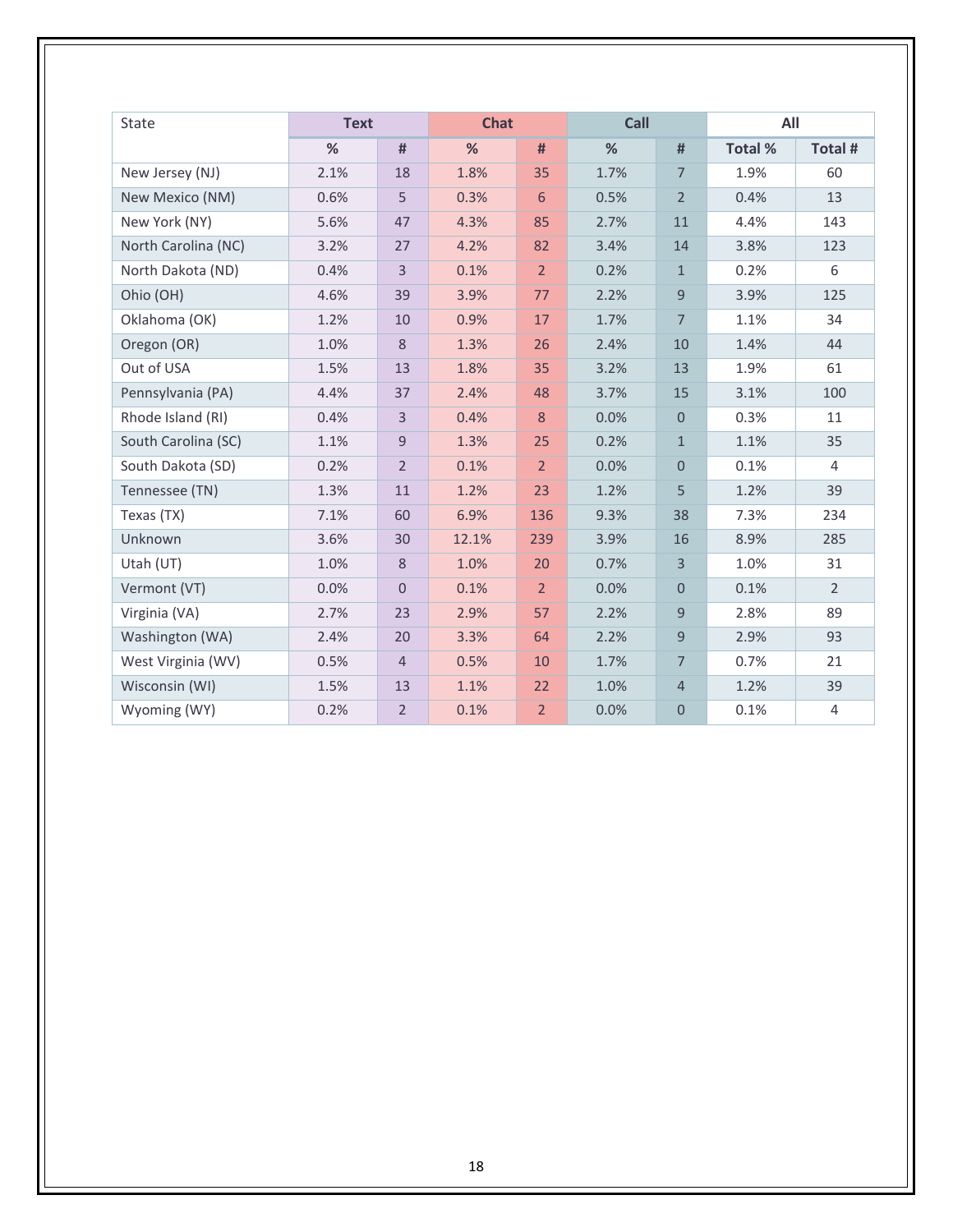| State | Text | | Chat | | Call | | All | |
|---|---|---|---|---|---|---|---|---|
| | % | # | % | # | % | # | Total % | Total # |
| New Jersey (NJ) | 2.1% | 18 | 1.8% | 35 | 1.7% | 7 | 1.9% | 60 |
| New Mexico (NM) | 0.6% | 5 | 0.3% | 6 | 0.5% | 2 | 0.4% | 13 |
| New York (NY) | 5.6% | 47 | 4.3% | 85 | 2.7% | 11 | 4.4% | 143 |
| North Carolina (NC) | 3.2% | 27 | 4.2% | 82 | 3.4% | 14 | 3.8% | 123 |
| North Dakota (ND) | 0.4% | 3 | 0.1% | 2 | 0.2% | 1 | 0.2% | 6 |
| Ohio (OH) | 4.6% | 39 | 3.9% | 77 | 2.2% | 9 | 3.9% | 125 |
| Oklahoma (OK) | 1.2% | 10 | 0.9% | 17 | 1.7% | 7 | 1.1% | 34 |
| Oregon (OR) | 1.0% | 8 | 1.3% | 26 | 2.4% | 10 | 1.4% | 44 |
| Out of USA | 1.5% | 13 | 1.8% | 35 | 3.2% | 13 | 1.9% | 61 |
| Pennsylvania (PA) | 4.4% | 37 | 2.4% | 48 | 3.7% | 15 | 3.1% | 100 |
| Rhode Island (RI) | 0.4% | 3 | 0.4% | 8 | 0.0% | 0 | 0.3% | 11 |
| South Carolina (SC) | 1.1% | 9 | 1.3% | 25 | 0.2% | 1 | 1.1% | 35 |
| South Dakota (SD) | 0.2% | 2 | 0.1% | 2 | 0.0% | 0 | 0.1% | 4 |
| Tennessee (TN) | 1.3% | 11 | 1.2% | 23 | 1.2% | 5 | 1.2% | 39 |
| Texas (TX) | 7.1% | 60 | 6.9% | 136 | 9.3% | 38 | 7.3% | 234 |
| Unknown | 3.6% | 30 | 12.1% | 239 | 3.9% | 16 | 8.9% | 285 |
| Utah (UT) | 1.0% | 8 | 1.0% | 20 | 0.7% | 3 | 1.0% | 31 |
| Vermont (VT) | 0.0% | 0 | 0.1% | 2 | 0.0% | 0 | 0.1% | 2 |
| Virginia (VA) | 2.7% | 23 | 2.9% | 57 | 2.2% | 9 | 2.8% | 89 |
| Washington (WA) | 2.4% | 20 | 3.3% | 64 | 2.2% | 9 | 2.9% | 93 |
| West Virginia (WV) | 0.5% | 4 | 0.5% | 10 | 1.7% | 7 | 0.7% | 21 |
| Wisconsin (WI) | 1.5% | 13 | 1.1% | 22 | 1.0% | 4 | 1.2% | 39 |
| Wyoming (WY) | 0.2% | 2 | 0.1% | 2 | 0.0% | 0 | 0.1% | 4 |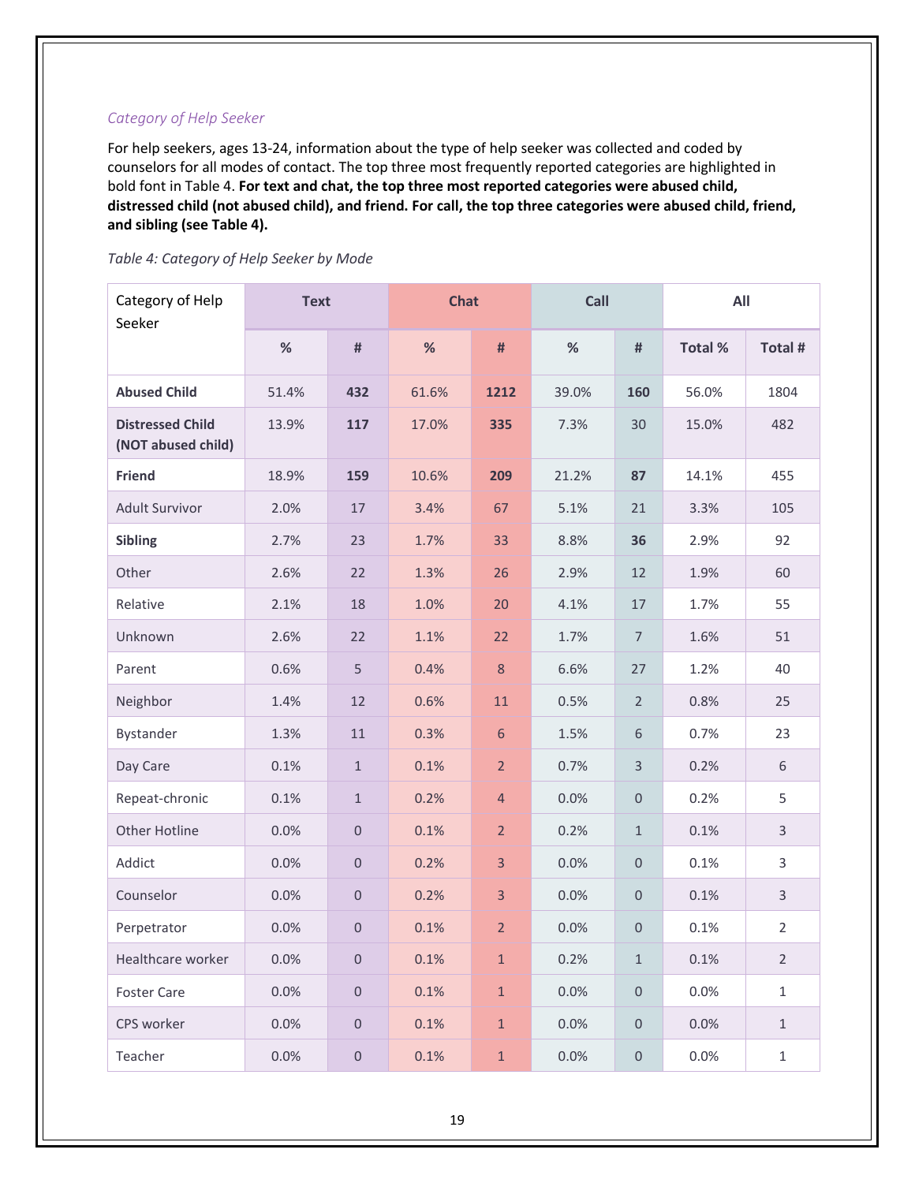*Category of Help Seeker*

For help seekers, ages 13-24, information about the type of help seeker was collected and coded by counselors for all modes of contact. The top three most frequently reported categories are highlighted in bold font in Table 4. **For text and chat, the top three most reported categories were abused child, distressed child (not abused child), and friend. For call, the top three categories were abused child, friend, and sibling (see Table 4).**

*Table 4: Category of Help Seeker by Mode*

| Category of Help Seeker | Text | | Chat | | Call | | All | |
|---|---|---|---|---|---|---|---|---|
| | % | # | % | # | % | # | Total % | Total # |
| **Abused Child** | 51.4% | **432** | 61.6% | **1212** | 39.0% | **160** | 56.0% | 1804 |
| **Distressed Child (NOT abused child)** | 13.9% | **117** | 17.0% | **335** | 7.3% | 30 | 15.0% | 482 |
| **Friend** | 18.9% | **159** | 10.6% | **209** | 21.2% | **87** | 14.1% | 455 |
| Adult Survivor | 2.0% | 17 | 3.4% | 67 | 5.1% | 21 | 3.3% | 105 |
| **Sibling** | 2.7% | 23 | 1.7% | 33 | 8.8% | **36** | 2.9% | 92 |
| Other | 2.6% | 22 | 1.3% | 26 | 2.9% | 12 | 1.9% | 60 |
| Relative | 2.1% | 18 | 1.0% | 20 | 4.1% | 17 | 1.7% | 55 |
| Unknown | 2.6% | 22 | 1.1% | 22 | 1.7% | 7 | 1.6% | 51 |
| Parent | 0.6% | 5 | 0.4% | 8 | 6.6% | 27 | 1.2% | 40 |
| Neighbor | 1.4% | 12 | 0.6% | 11 | 0.5% | 2 | 0.8% | 25 |
| Bystander | 1.3% | 11 | 0.3% | 6 | 1.5% | 6 | 0.7% | 23 |
| Day Care | 0.1% | 1 | 0.1% | 2 | 0.7% | 3 | 0.2% | 6 |
| Repeat-chronic | 0.1% | 1 | 0.2% | 4 | 0.0% | 0 | 0.2% | 5 |
| Other Hotline | 0.0% | 0 | 0.1% | 2 | 0.2% | 1 | 0.1% | 3 |
| Addict | 0.0% | 0 | 0.2% | 3 | 0.0% | 0 | 0.1% | 3 |
| Counselor | 0.0% | 0 | 0.2% | 3 | 0.0% | 0 | 0.1% | 3 |
| Perpetrator | 0.0% | 0 | 0.1% | 2 | 0.0% | 0 | 0.1% | 2 |
| Healthcare worker | 0.0% | 0 | 0.1% | 1 | 0.2% | 1 | 0.1% | 2 |
| Foster Care | 0.0% | 0 | 0.1% | 1 | 0.0% | 0 | 0.0% | 1 |
| CPS worker | 0.0% | 0 | 0.1% | 1 | 0.0% | 0 | 0.0% | 1 |
| Teacher | 0.0% | 0 | 0.1% | 1 | 0.0% | 0 | 0.0% | 1 |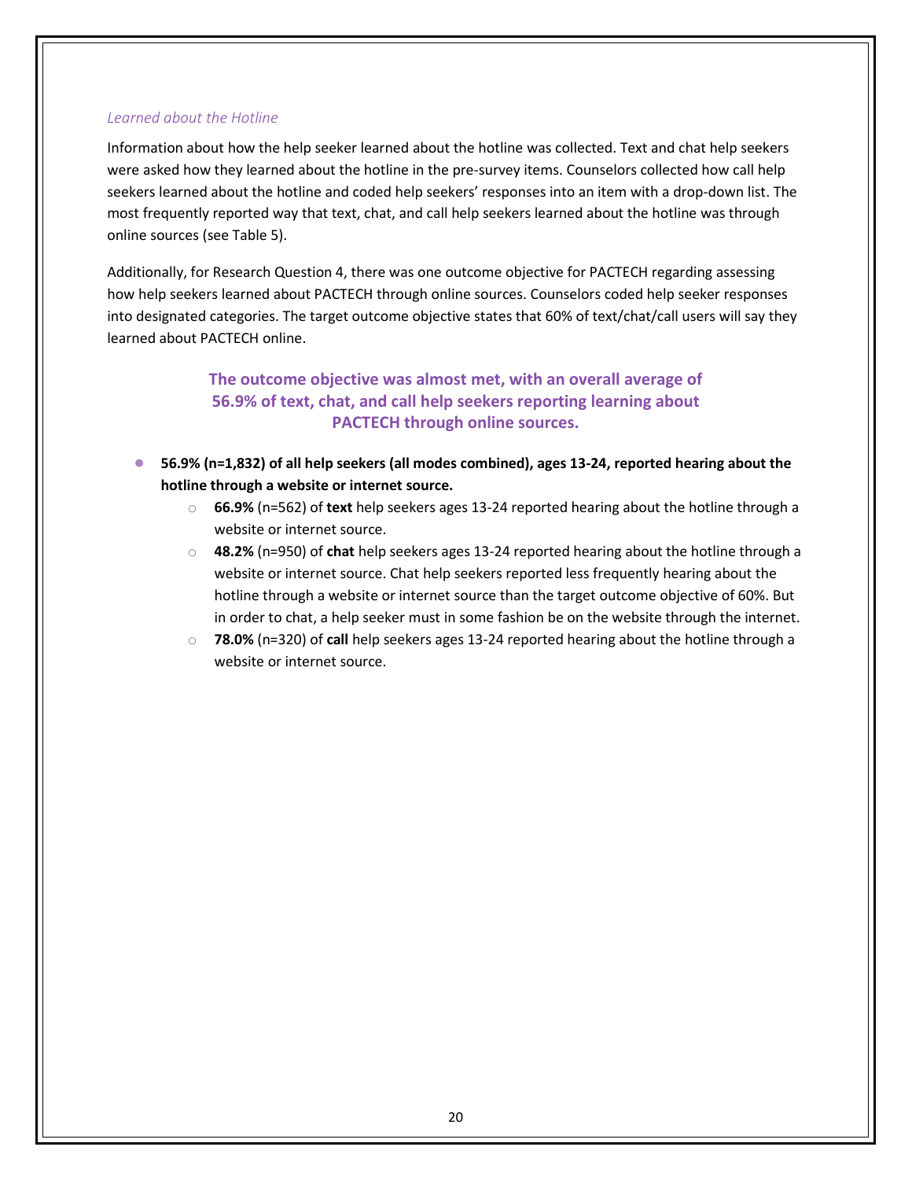*Learned about the Hotline*

Information about how the help seeker learned about the hotline was collected. Text and chat help seekers were asked how they learned about the hotline in the pre-survey items. Counselors collected how call help seekers learned about the hotline and coded help seekers' responses into an item with a drop-down list. The most frequently reported way that text, chat, and call help seekers learned about the hotline was through online sources (see Table 5).

Additionally, for Research Question 4, there was one outcome objective for PACTECH regarding assessing how help seekers learned about PACTECH through online sources. Counselors coded help seeker responses into designated categories. The target outcome objective states that 60% of text/chat/call users will say they learned about PACTECH online.

**The outcome objective was almost met, with an overall average of 56.9% of text, chat, and call help seekers reporting learning about PACTECH through online sources.**

- **56.9% (n=1,832) of all help seekers (all modes combined), ages 13-24, reported hearing about the hotline through a website or internet source.**
    - **66.9%** (n=562) of **text** help seekers ages 13-24 reported hearing about the hotline through a website or internet source.
    - **48.2%** (n=950) of **chat** help seekers ages 13-24 reported hearing about the hotline through a website or internet source. Chat help seekers reported less frequently hearing about the hotline through a website or internet source than the target outcome objective of 60%. But in order to chat, a help seeker must in some fashion be on the website through the internet.
    - **78.0%** (n=320) of **call** help seekers ages 13-24 reported hearing about the hotline through a website or internet source.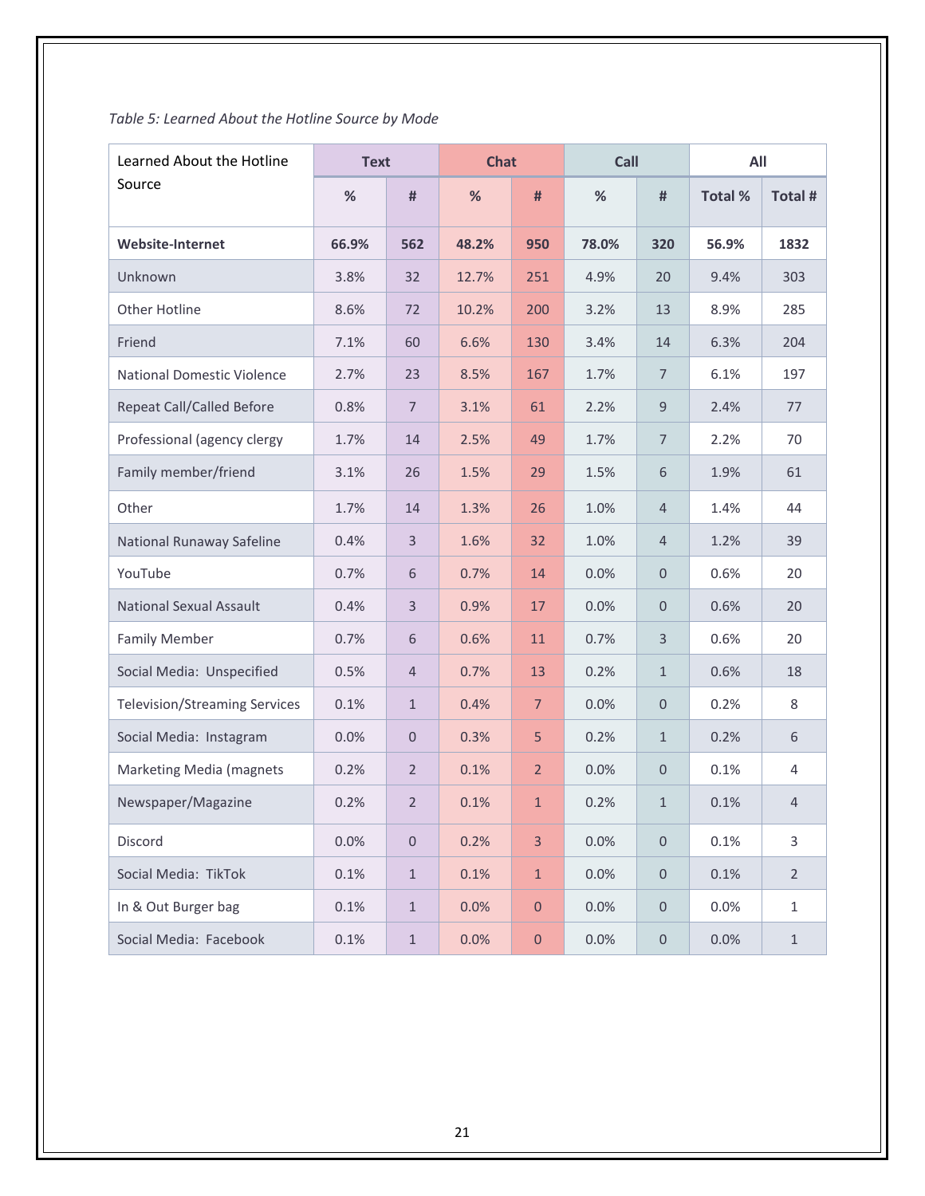*Table 5: Learned About the Hotline Source by Mode*

| Learned About the Hotline Source | Text | | Chat | | Call | | All | |
|---|---|---|---|---|---|---|---|---|
| | % | # | % | # | % | # | Total % | Total # |
| **Website-Internet** | **66.9%** | **562** | **48.2%** | **950** | **78.0%** | **320** | **56.9%** | **1832** |
| Unknown | 3.8% | 32 | 12.7% | 251 | 4.9% | 20 | 9.4% | 303 |
| Other Hotline | 8.6% | 72 | 10.2% | 200 | 3.2% | 13 | 8.9% | 285 |
| Friend | 7.1% | 60 | 6.6% | 130 | 3.4% | 14 | 6.3% | 204 |
| National Domestic Violence | 2.7% | 23 | 8.5% | 167 | 1.7% | 7 | 6.1% | 197 |
| Repeat Call/Called Before | 0.8% | 7 | 3.1% | 61 | 2.2% | 9 | 2.4% | 77 |
| Professional (agency clergy | 1.7% | 14 | 2.5% | 49 | 1.7% | 7 | 2.2% | 70 |
| Family member/friend | 3.1% | 26 | 1.5% | 29 | 1.5% | 6 | 1.9% | 61 |
| Other | 1.7% | 14 | 1.3% | 26 | 1.0% | 4 | 1.4% | 44 |
| National Runaway Safeline | 0.4% | 3 | 1.6% | 32 | 1.0% | 4 | 1.2% | 39 |
| YouTube | 0.7% | 6 | 0.7% | 14 | 0.0% | 0 | 0.6% | 20 |
| National Sexual Assault | 0.4% | 3 | 0.9% | 17 | 0.0% | 0 | 0.6% | 20 |
| Family Member | 0.7% | 6 | 0.6% | 11 | 0.7% | 3 | 0.6% | 20 |
| Social Media: Unspecified | 0.5% | 4 | 0.7% | 13 | 0.2% | 1 | 0.6% | 18 |
| Television/Streaming Services | 0.1% | 1 | 0.4% | 7 | 0.0% | 0 | 0.2% | 8 |
| Social Media: Instagram | 0.0% | 0 | 0.3% | 5 | 0.2% | 1 | 0.2% | 6 |
| Marketing Media (magnets | 0.2% | 2 | 0.1% | 2 | 0.0% | 0 | 0.1% | 4 |
| Newspaper/Magazine | 0.2% | 2 | 0.1% | 1 | 0.2% | 1 | 0.1% | 4 |
| Discord | 0.0% | 0 | 0.2% | 3 | 0.0% | 0 | 0.1% | 3 |
| Social Media: TikTok | 0.1% | 1 | 0.1% | 1 | 0.0% | 0 | 0.1% | 2 |
| In & Out Burger bag | 0.1% | 1 | 0.0% | 0 | 0.0% | 0 | 0.0% | 1 |
| Social Media: Facebook | 0.1% | 1 | 0.0% | 0 | 0.0% | 0 | 0.0% | 1 |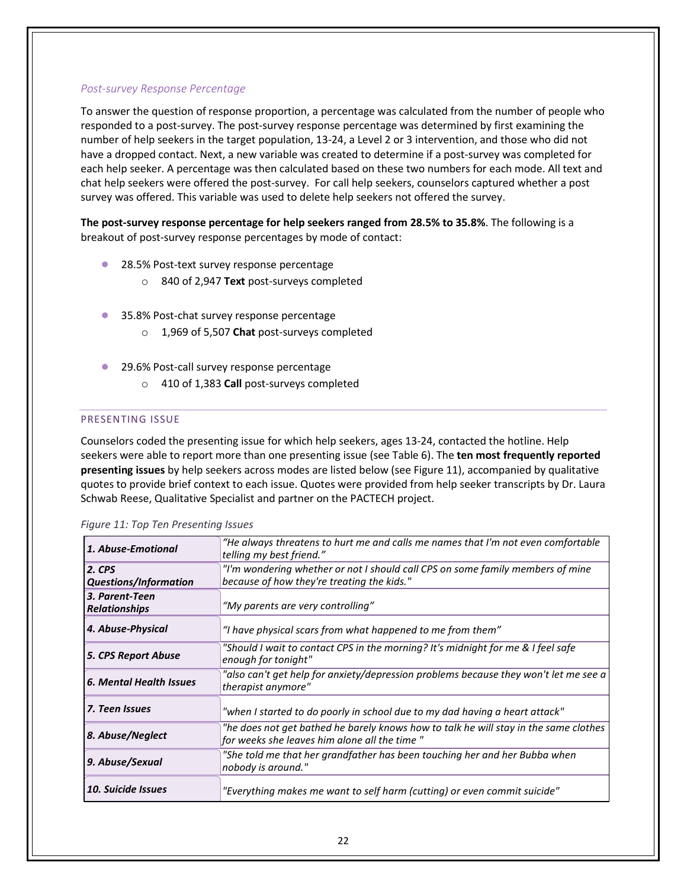*Post-survey Response Percentage*

To answer the question of response proportion, a percentage was calculated from the number of people who responded to a post-survey. The post-survey response percentage was determined by first examining the number of help seekers in the target population, 13-24, a Level 2 or 3 intervention, and those who did not have a dropped contact. Next, a new variable was created to determine if a post-survey was completed for each help seeker. A percentage was then calculated based on these two numbers for each mode. All text and chat help seekers were offered the post-survey. For call help seekers, counselors captured whether a post survey was offered. This variable was used to delete help seekers not offered the survey.

**The post-survey response percentage for help seekers ranged from 28.5% to 35.8%**. The following is a breakout of post-survey response percentages by mode of contact:

- 28.5% Post-text survey response percentage
  - 840 of 2,947 **Text** post-surveys completed
- 35.8% Post-chat survey response percentage
  - 1,969 of 5,507 **Chat** post-surveys completed
- 29.6% Post-call survey response percentage
  - 410 of 1,383 **Call** post-surveys completed

## PRESENTING ISSUE

Counselors coded the presenting issue for which help seekers, ages 13-24, contacted the hotline. Help seekers were able to report more than one presenting issue (see Table 6). The **ten most frequently reported presenting issues** by help seekers across modes are listed below (see Figure 11), accompanied by qualitative quotes to provide brief context to each issue. Quotes were provided from help seeker transcripts by Dr. Laura Schwab Reese, Qualitative Specialist and partner on the PACTECH project.

*Figure 11: Top Ten Presenting Issues*

| Presenting Issue | Quote |
|---|---|
| ***1. Abuse-Emotional*** | *"He always threatens to hurt me and calls me names that I'm not even comfortable telling my best friend."* |
| ***2. CPS Questions/Information*** | *"I'm wondering whether or not I should call CPS on some family members of mine because of how they're treating the kids."* |
| ***3. Parent-Teen Relationships*** | *"My parents are very controlling"* |
| ***4. Abuse-Physical*** | *"I have physical scars from what happened to me from them"* |
| ***5. CPS Report Abuse*** | *"Should I wait to contact CPS in the morning? It's midnight for me & I feel safe enough for tonight"* |
| ***6. Mental Health Issues*** | *"also can't get help for anxiety/depression problems because they won't let me see a therapist anymore"* |
| ***7. Teen Issues*** | *"when I started to do poorly in school due to my dad having a heart attack"* |
| ***8. Abuse/Neglect*** | *"he does not get bathed he barely knows how to talk he will stay in the same clothes for weeks she leaves him alone all the time "* |
| ***9. Abuse/Sexual*** | *"She told me that her grandfather has been touching her and her Bubba when nobody is around."* |
| ***10. Suicide Issues*** | *"Everything makes me want to self harm (cutting) or even commit suicide"* |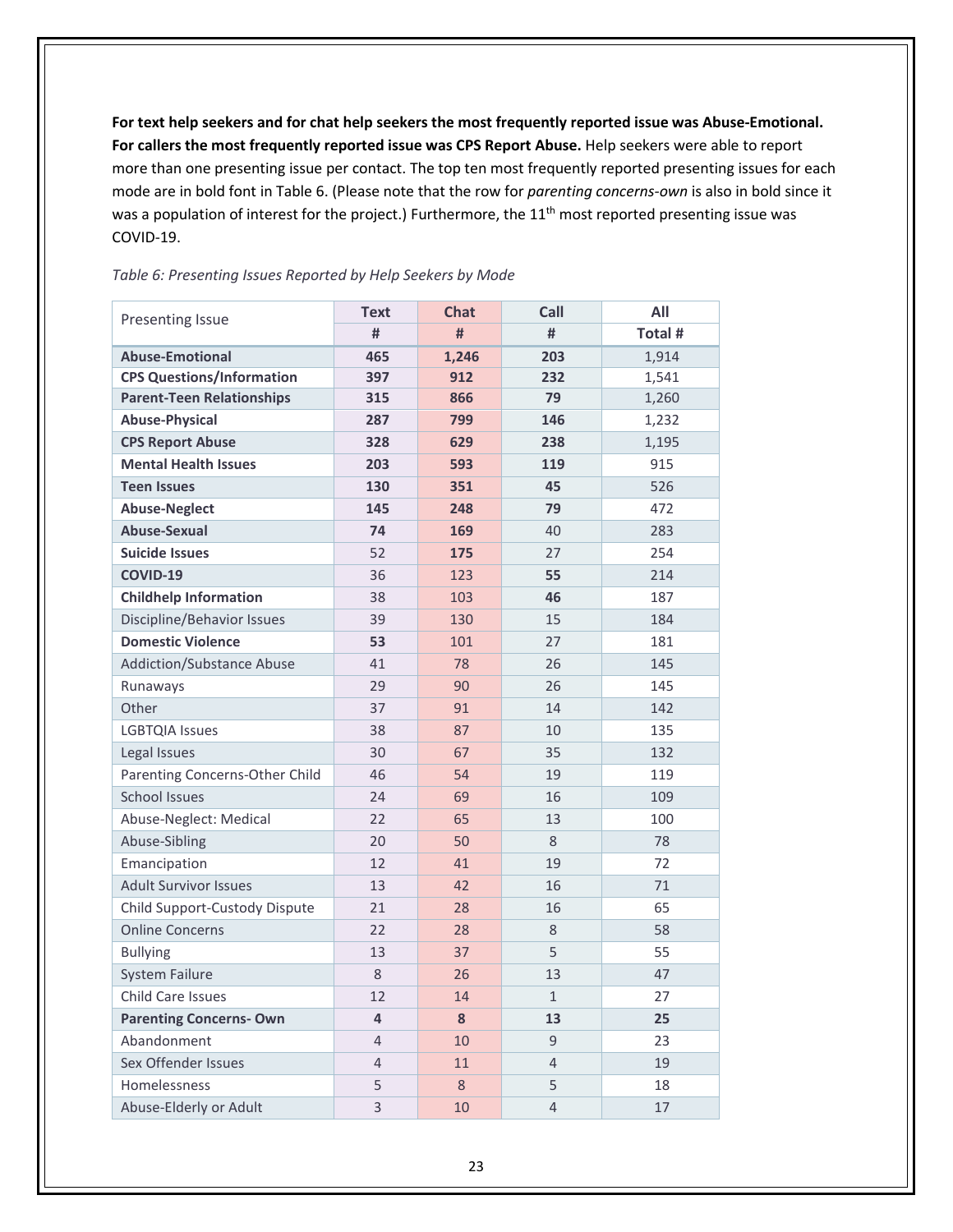**For text help seekers and for chat help seekers the most frequently reported issue was Abuse-Emotional. For callers the most frequently reported issue was CPS Report Abuse.** Help seekers were able to report more than one presenting issue per contact. The top ten most frequently reported presenting issues for each mode are in bold font in Table 6. (Please note that the row for *parenting concerns-own* is also in bold since it was a population of interest for the project.) Furthermore, the 11th most reported presenting issue was COVID-19.

*Table 6: Presenting Issues Reported by Help Seekers by Mode*

| Presenting Issue | Text | Chat | Call | All |
|---|---|---|---|---|
| | # | # | # | Total # |
| **Abuse-Emotional** | **465** | **1,246** | **203** | 1,914 |
| **CPS Questions/Information** | **397** | **912** | **232** | 1,541 |
| **Parent-Teen Relationships** | **315** | **866** | **79** | 1,260 |
| **Abuse-Physical** | **287** | **799** | **146** | 1,232 |
| **CPS Report Abuse** | **328** | **629** | **238** | 1,195 |
| **Mental Health Issues** | **203** | **593** | **119** | 915 |
| **Teen Issues** | **130** | **351** | **45** | 526 |
| **Abuse-Neglect** | **145** | **248** | **79** | 472 |
| **Abuse-Sexual** | **74** | **169** | 40 | 283 |
| **Suicide Issues** | 52 | **175** | 27 | 254 |
| **COVID-19** | 36 | 123 | **55** | 214 |
| **Childhelp Information** | 38 | 103 | **46** | 187 |
| Discipline/Behavior Issues | 39 | 130 | 15 | 184 |
| **Domestic Violence** | **53** | 101 | 27 | 181 |
| Addiction/Substance Abuse | 41 | 78 | 26 | 145 |
| Runaways | 29 | 90 | 26 | 145 |
| Other | 37 | 91 | 14 | 142 |
| LGBTQIA Issues | 38 | 87 | 10 | 135 |
| Legal Issues | 30 | 67 | 35 | 132 |
| Parenting Concerns-Other Child | 46 | 54 | 19 | 119 |
| School Issues | 24 | 69 | 16 | 109 |
| Abuse-Neglect: Medical | 22 | 65 | 13 | 100 |
| Abuse-Sibling | 20 | 50 | 8 | 78 |
| Emancipation | 12 | 41 | 19 | 72 |
| Adult Survivor Issues | 13 | 42 | 16 | 71 |
| Child Support-Custody Dispute | 21 | 28 | 16 | 65 |
| Online Concerns | 22 | 28 | 8 | 58 |
| Bullying | 13 | 37 | 5 | 55 |
| System Failure | 8 | 26 | 13 | 47 |
| Child Care Issues | 12 | 14 | 1 | 27 |
| **Parenting Concerns- Own** | **4** | **8** | **13** | **25** |
| Abandonment | 4 | 10 | 9 | 23 |
| Sex Offender Issues | 4 | 11 | 4 | 19 |
| Homelessness | 5 | 8 | 5 | 18 |
| Abuse-Elderly or Adult | 3 | 10 | 4 | 17 |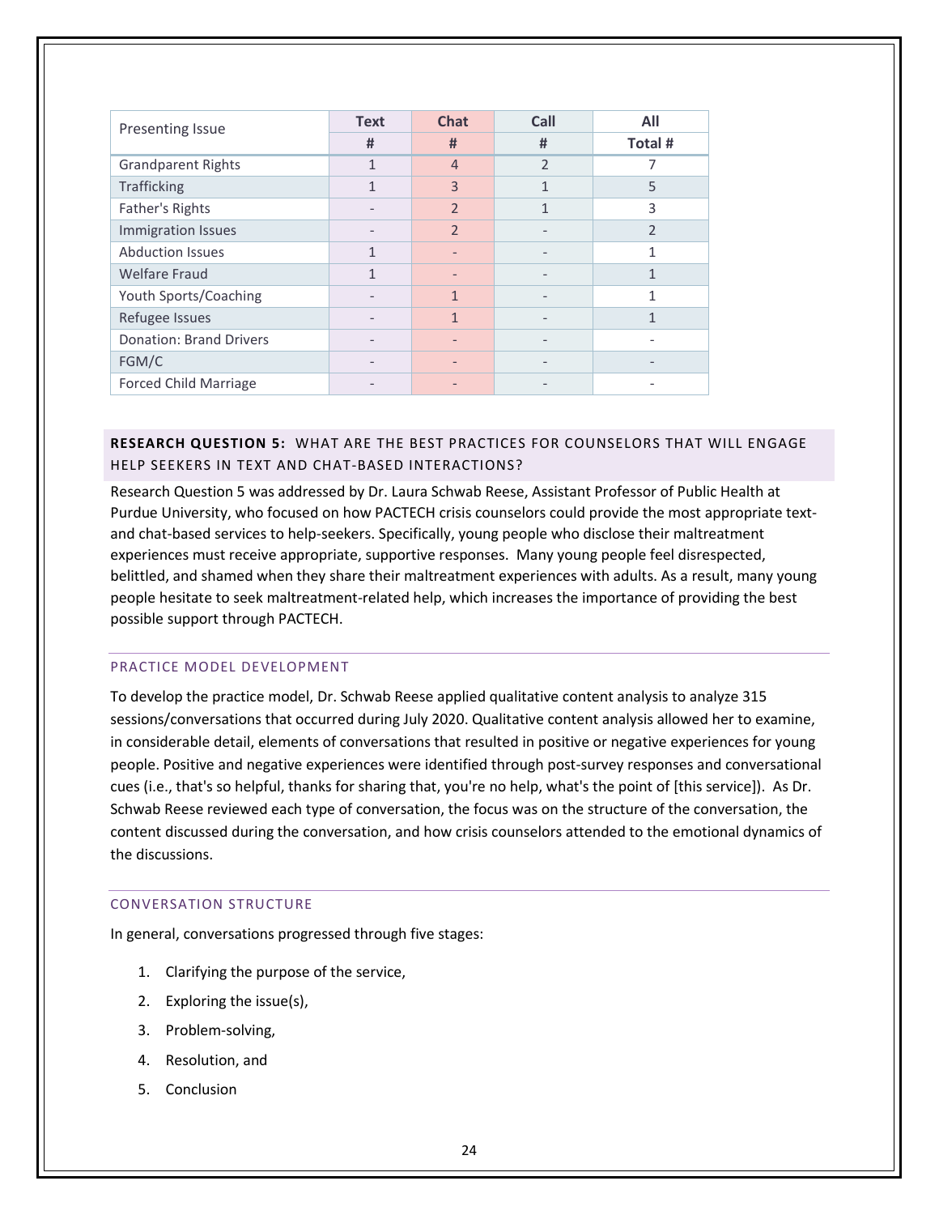| Presenting Issue | Text | Chat | Call | All |
|---|---|---|---|---|
| | # | # | # | Total # |
| Grandparent Rights | 1 | 4 | 2 | 7 |
| Trafficking | 1 | 3 | 1 | 5 |
| Father's Rights | - | 2 | 1 | 3 |
| Immigration Issues | - | 2 | - | 2 |
| Abduction Issues | 1 | - | - | 1 |
| Welfare Fraud | 1 | - | - | 1 |
| Youth Sports/Coaching | - | 1 | - | 1 |
| Refugee Issues | - | 1 | - | 1 |
| Donation: Brand Drivers | - | - | - | - |
| FGM/C | - | - | - | - |
| Forced Child Marriage | - | - | - | - |

## RESEARCH QUESTION 5: WHAT ARE THE BEST PRACTICES FOR COUNSELORS THAT WILL ENGAGE HELP SEEKERS IN TEXT AND CHAT-BASED INTERACTIONS?

Research Question 5 was addressed by Dr. Laura Schwab Reese, Assistant Professor of Public Health at Purdue University, who focused on how PACTECH crisis counselors could provide the most appropriate text- and chat-based services to help-seekers. Specifically, young people who disclose their maltreatment experiences must receive appropriate, supportive responses. Many young people feel disrespected, belittled, and shamed when they share their maltreatment experiences with adults. As a result, many young people hesitate to seek maltreatment-related help, which increases the importance of providing the best possible support through PACTECH.

### PRACTICE MODEL DEVELOPMENT

To develop the practice model, Dr. Schwab Reese applied qualitative content analysis to analyze 315 sessions/conversations that occurred during July 2020. Qualitative content analysis allowed her to examine, in considerable detail, elements of conversations that resulted in positive or negative experiences for young people. Positive and negative experiences were identified through post-survey responses and conversational cues (i.e., that's so helpful, thanks for sharing that, you're no help, what's the point of [this service]). As Dr. Schwab Reese reviewed each type of conversation, the focus was on the structure of the conversation, the content discussed during the conversation, and how crisis counselors attended to the emotional dynamics of the discussions.

### CONVERSATION STRUCTURE

In general, conversations progressed through five stages:

1. Clarifying the purpose of the service,
2. Exploring the issue(s),
3. Problem-solving,
4. Resolution, and
5. Conclusion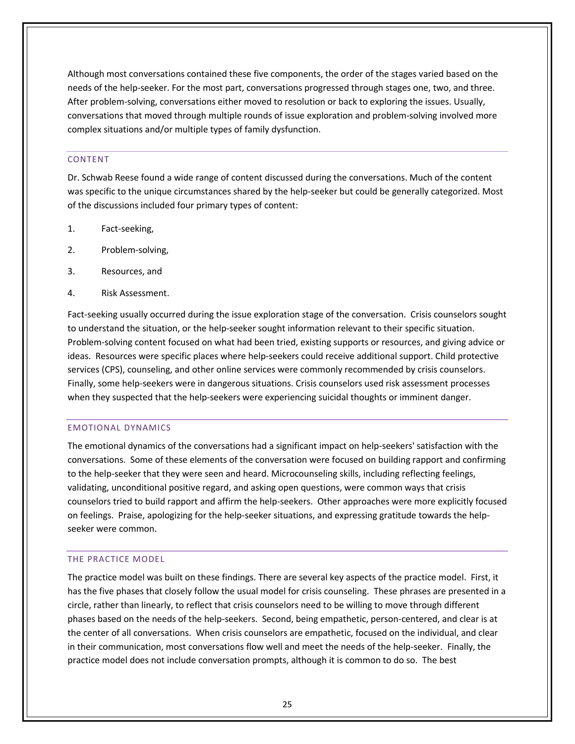Although most conversations contained these five components, the order of the stages varied based on the needs of the help-seeker. For the most part, conversations progressed through stages one, two, and three. After problem-solving, conversations either moved to resolution or back to exploring the issues. Usually, conversations that moved through multiple rounds of issue exploration and problem-solving involved more complex situations and/or multiple types of family dysfunction.

### CONTENT

Dr. Schwab Reese found a wide range of content discussed during the conversations. Much of the content was specific to the unique circumstances shared by the help-seeker but could be generally categorized. Most of the discussions included four primary types of content:

1. Fact-seeking,
2. Problem-solving,
3. Resources, and
4. Risk Assessment.

Fact-seeking usually occurred during the issue exploration stage of the conversation. Crisis counselors sought to understand the situation, or the help-seeker sought information relevant to their specific situation. Problem-solving content focused on what had been tried, existing supports or resources, and giving advice or ideas. Resources were specific places where help-seekers could receive additional support. Child protective services (CPS), counseling, and other online services were commonly recommended by crisis counselors. Finally, some help-seekers were in dangerous situations. Crisis counselors used risk assessment processes when they suspected that the help-seekers were experiencing suicidal thoughts or imminent danger.

### EMOTIONAL DYNAMICS

The emotional dynamics of the conversations had a significant impact on help-seekers' satisfaction with the conversations. Some of these elements of the conversation were focused on building rapport and confirming to the help-seeker that they were seen and heard. Microcounseling skills, including reflecting feelings, validating, unconditional positive regard, and asking open questions, were common ways that crisis counselors tried to build rapport and affirm the help-seekers. Other approaches were more explicitly focused on feelings. Praise, apologizing for the help-seeker situations, and expressing gratitude towards the help-seeker were common.

### THE PRACTICE MODEL

The practice model was built on these findings. There are several key aspects of the practice model. First, it has the five phases that closely follow the usual model for crisis counseling. These phrases are presented in a circle, rather than linearly, to reflect that crisis counselors need to be willing to move through different phases based on the needs of the help-seekers. Second, being empathetic, person-centered, and clear is at the center of all conversations. When crisis counselors are empathetic, focused on the individual, and clear in their communication, most conversations flow well and meet the needs of the help-seeker. Finally, the practice model does not include conversation prompts, although it is common to do so. The best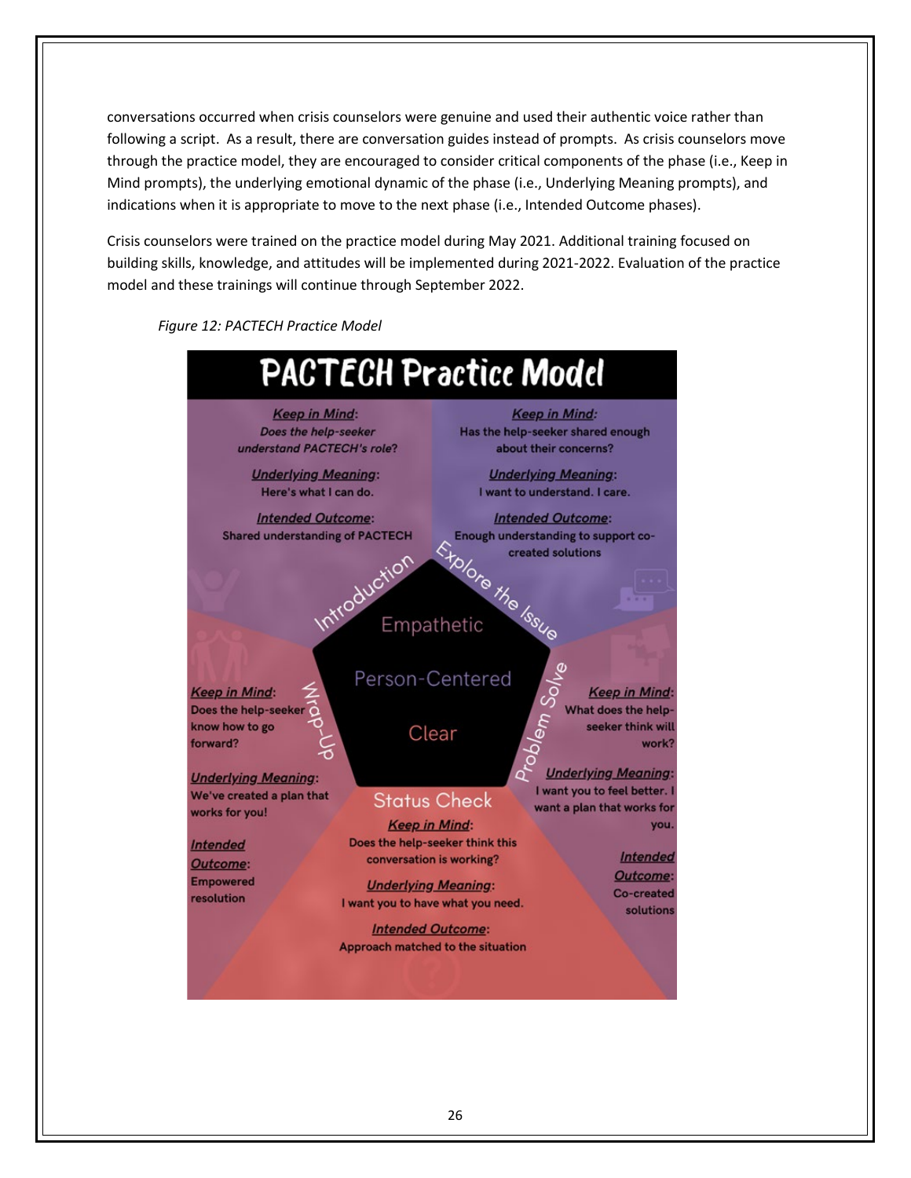conversations occurred when crisis counselors were genuine and used their authentic voice rather than following a script. As a result, there are conversation guides instead of prompts. As crisis counselors move through the practice model, they are encouraged to consider critical components of the phase (i.e., Keep in Mind prompts), the underlying emotional dynamic of the phase (i.e., Underlying Meaning prompts), and indications when it is appropriate to move to the next phase (i.e., Intended Outcome phases).

Crisis counselors were trained on the practice model during May 2021. Additional training focused on building skills, knowledge, and attitudes will be implemented during 2021-2022. Evaluation of the practice model and these trainings will continue through September 2022.

*Figure 12: PACTECH Practice Model*

# PACTECH Practice Model

**Introduction**

*Keep in Mind*: Does the help-seeker understand PACTECH's role?

*Underlying Meaning*: Here's what I can do.

*Intended Outcome*: Shared understanding of PACTECH

**Explore the Issue**

*Keep in Mind*: Has the help-seeker shared enough about their concerns?

*Underlying Meaning*: I want to understand. I care.

*Intended Outcome*: Enough understanding to support co-created solutions

**Problem Solve**

*Keep in Mind*: What does the help-seeker think will work?

*Underlying Meaning*: I want you to feel better. I want a plan that works for you.

*Intended Outcome*: Co-created solutions

**Status Check**

*Keep in Mind*: Does the help-seeker think this conversation is working?

*Underlying Meaning*: I want you to have what you need.

*Intended Outcome*: Approach matched to the situation

**Wrap-Up**

*Keep in Mind*: Does the help-seeker know how to go forward?

*Underlying Meaning*: We've created a plan that works for you!

*Intended Outcome*: Empowered resolution

Empathetic

Person-Centered

Clear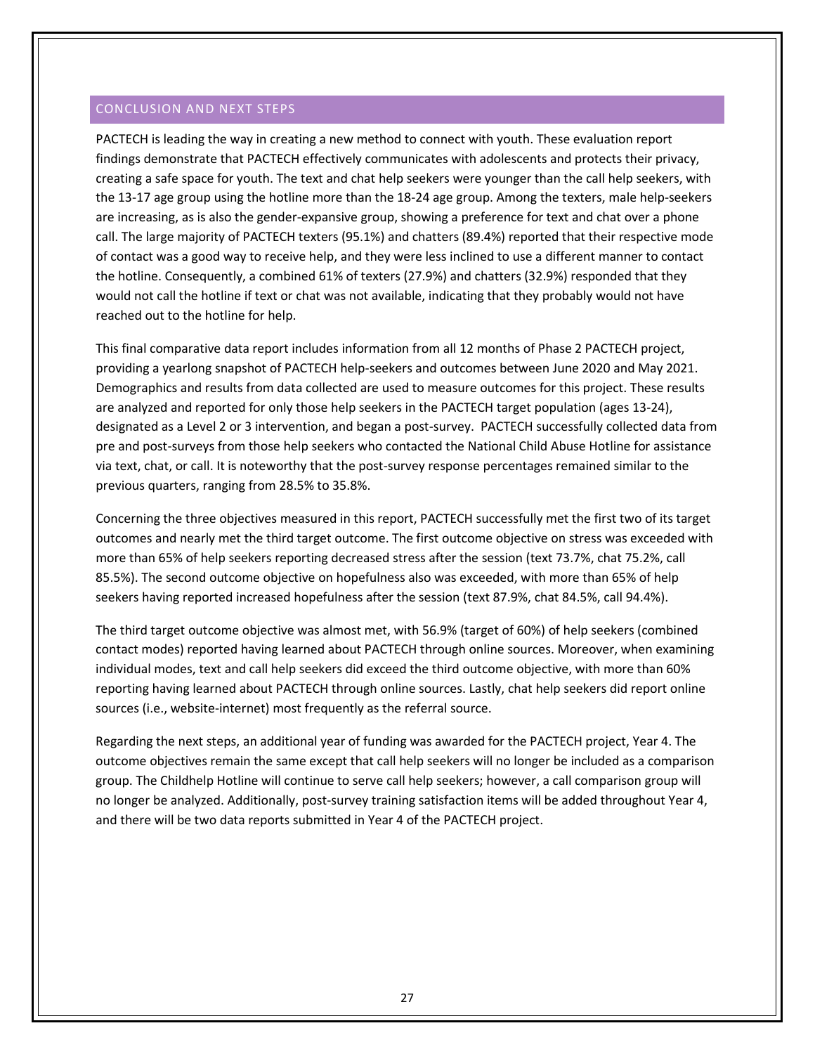## CONCLUSION AND NEXT STEPS

PACTECH is leading the way in creating a new method to connect with youth. These evaluation report findings demonstrate that PACTECH effectively communicates with adolescents and protects their privacy, creating a safe space for youth. The text and chat help seekers were younger than the call help seekers, with the 13-17 age group using the hotline more than the 18-24 age group. Among the texters, male help-seekers are increasing, as is also the gender-expansive group, showing a preference for text and chat over a phone call. The large majority of PACTECH texters (95.1%) and chatters (89.4%) reported that their respective mode of contact was a good way to receive help, and they were less inclined to use a different manner to contact the hotline. Consequently, a combined 61% of texters (27.9%) and chatters (32.9%) responded that they would not call the hotline if text or chat was not available, indicating that they probably would not have reached out to the hotline for help.

This final comparative data report includes information from all 12 months of Phase 2 PACTECH project, providing a yearlong snapshot of PACTECH help-seekers and outcomes between June 2020 and May 2021. Demographics and results from data collected are used to measure outcomes for this project. These results are analyzed and reported for only those help seekers in the PACTECH target population (ages 13-24), designated as a Level 2 or 3 intervention, and began a post-survey. PACTECH successfully collected data from pre and post-surveys from those help seekers who contacted the National Child Abuse Hotline for assistance via text, chat, or call. It is noteworthy that the post-survey response percentages remained similar to the previous quarters, ranging from 28.5% to 35.8%.

Concerning the three objectives measured in this report, PACTECH successfully met the first two of its target outcomes and nearly met the third target outcome. The first outcome objective on stress was exceeded with more than 65% of help seekers reporting decreased stress after the session (text 73.7%, chat 75.2%, call 85.5%). The second outcome objective on hopefulness also was exceeded, with more than 65% of help seekers having reported increased hopefulness after the session (text 87.9%, chat 84.5%, call 94.4%).

The third target outcome objective was almost met, with 56.9% (target of 60%) of help seekers (combined contact modes) reported having learned about PACTECH through online sources. Moreover, when examining individual modes, text and call help seekers did exceed the third outcome objective, with more than 60% reporting having learned about PACTECH through online sources. Lastly, chat help seekers did report online sources (i.e., website-internet) most frequently as the referral source.

Regarding the next steps, an additional year of funding was awarded for the PACTECH project, Year 4. The outcome objectives remain the same except that call help seekers will no longer be included as a comparison group. The Childhelp Hotline will continue to serve call help seekers; however, a call comparison group will no longer be analyzed. Additionally, post-survey training satisfaction items will be added throughout Year 4, and there will be two data reports submitted in Year 4 of the PACTECH project.